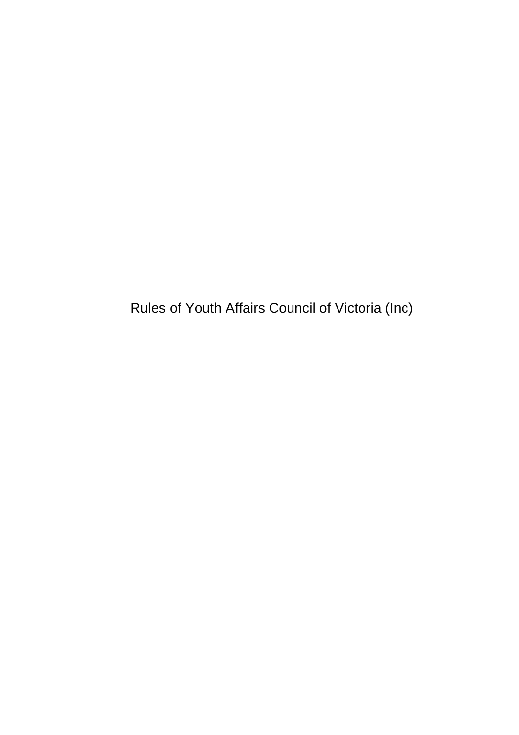# Rules of Youth Affairs Council of Victoria (Inc)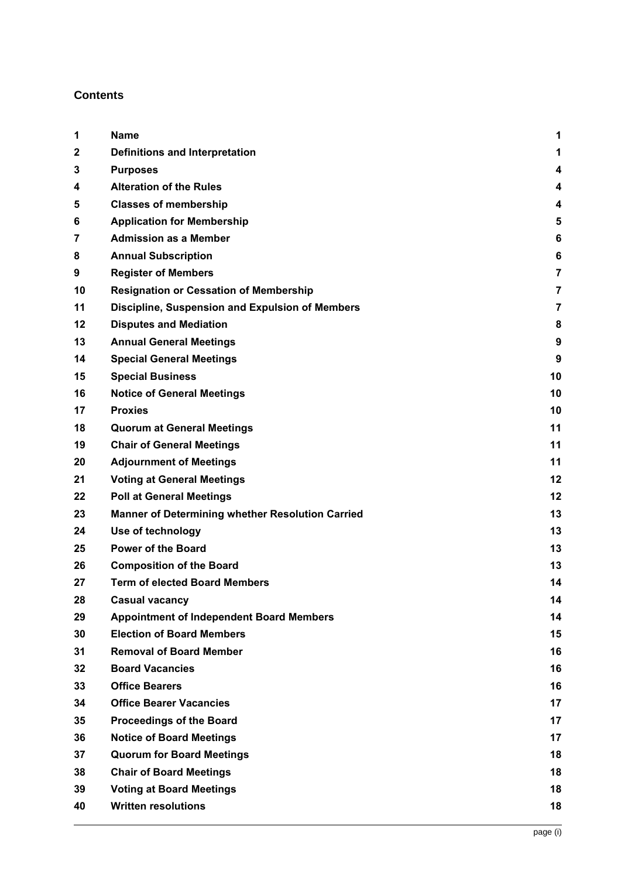## Contents

| | | |
|---|---|---|
| 1 | **Name** | 1 |
| 2 | **Definitions and Interpretation** | 1 |
| 3 | **Purposes** | 4 |
| 4 | **Alteration of the Rules** | 4 |
| 5 | **Classes of membership** | 4 |
| 6 | **Application for Membership** | 5 |
| 7 | **Admission as a Member** | 6 |
| 8 | **Annual Subscription** | 6 |
| 9 | **Register of Members** | 7 |
| 10 | **Resignation or Cessation of Membership** | 7 |
| 11 | **Discipline, Suspension and Expulsion of Members** | 7 |
| 12 | **Disputes and Mediation** | 8 |
| 13 | **Annual General Meetings** | 9 |
| 14 | **Special General Meetings** | 9 |
| 15 | **Special Business** | 10 |
| 16 | **Notice of General Meetings** | 10 |
| 17 | **Proxies** | 10 |
| 18 | **Quorum at General Meetings** | 11 |
| 19 | **Chair of General Meetings** | 11 |
| 20 | **Adjournment of Meetings** | 11 |
| 21 | **Voting at General Meetings** | 12 |
| 22 | **Poll at General Meetings** | 12 |
| 23 | **Manner of Determining whether Resolution Carried** | 13 |
| 24 | **Use of technology** | 13 |
| 25 | **Power of the Board** | 13 |
| 26 | **Composition of the Board** | 13 |
| 27 | **Term of elected Board Members** | 14 |
| 28 | **Casual vacancy** | 14 |
| 29 | **Appointment of Independent Board Members** | 14 |
| 30 | **Election of Board Members** | 15 |
| 31 | **Removal of Board Member** | 16 |
| 32 | **Board Vacancies** | 16 |
| 33 | **Office Bearers** | 16 |
| 34 | **Office Bearer Vacancies** | 17 |
| 35 | **Proceedings of the Board** | 17 |
| 36 | **Notice of Board Meetings** | 17 |
| 37 | **Quorum for Board Meetings** | 18 |
| 38 | **Chair of Board Meetings** | 18 |
| 39 | **Voting at Board Meetings** | 18 |
| 40 | **Written resolutions** | 18 |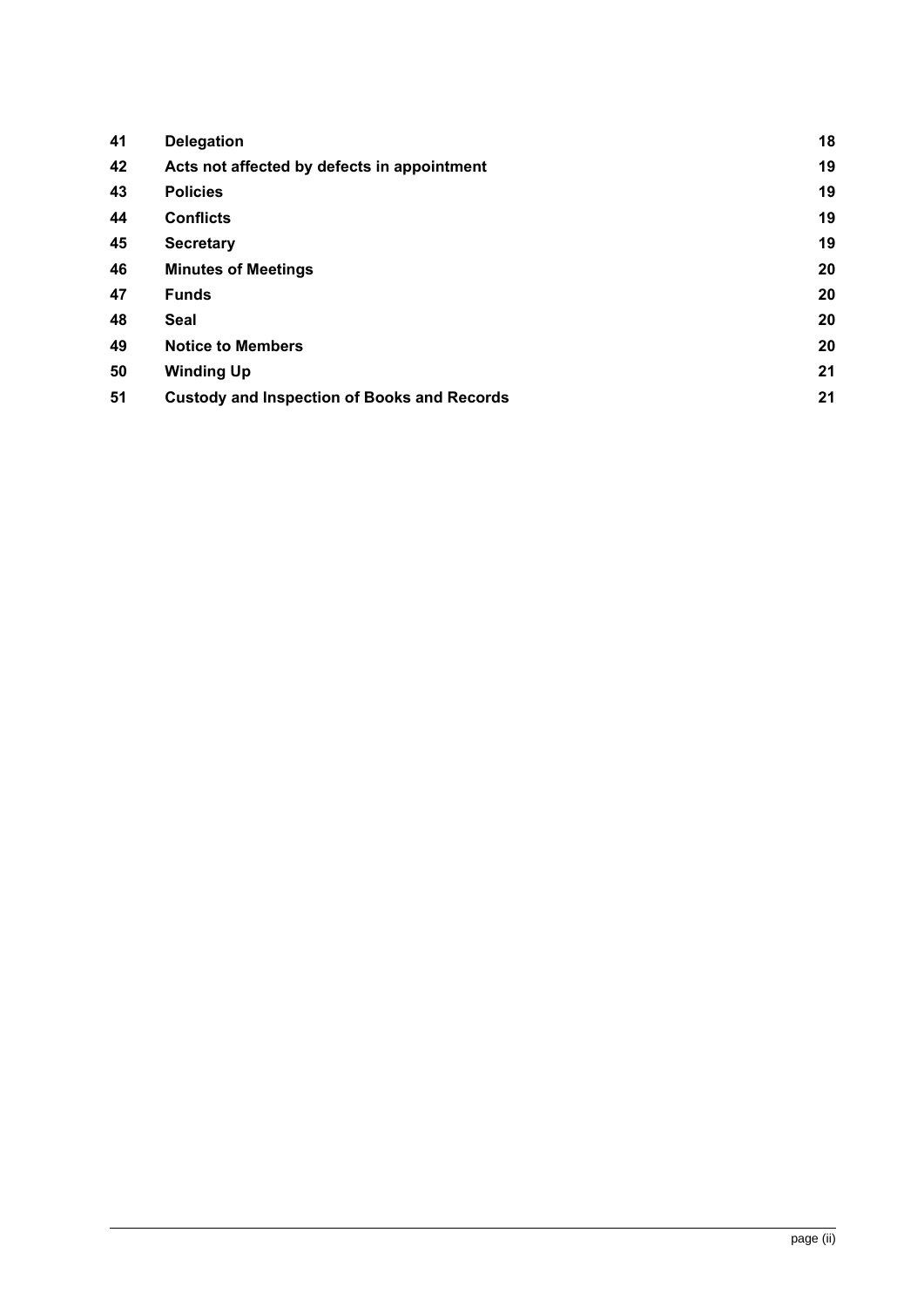| | | |
|---|---|---|
| **41** | **Delegation** | **18** |
| **42** | **Acts not affected by defects in appointment** | **19** |
| **43** | **Policies** | **19** |
| **44** | **Conflicts** | **19** |
| **45** | **Secretary** | **19** |
| **46** | **Minutes of Meetings** | **20** |
| **47** | **Funds** | **20** |
| **48** | **Seal** | **20** |
| **49** | **Notice to Members** | **20** |
| **50** | **Winding Up** | **21** |
| **51** | **Custody and Inspection of Books and Records** | **21** |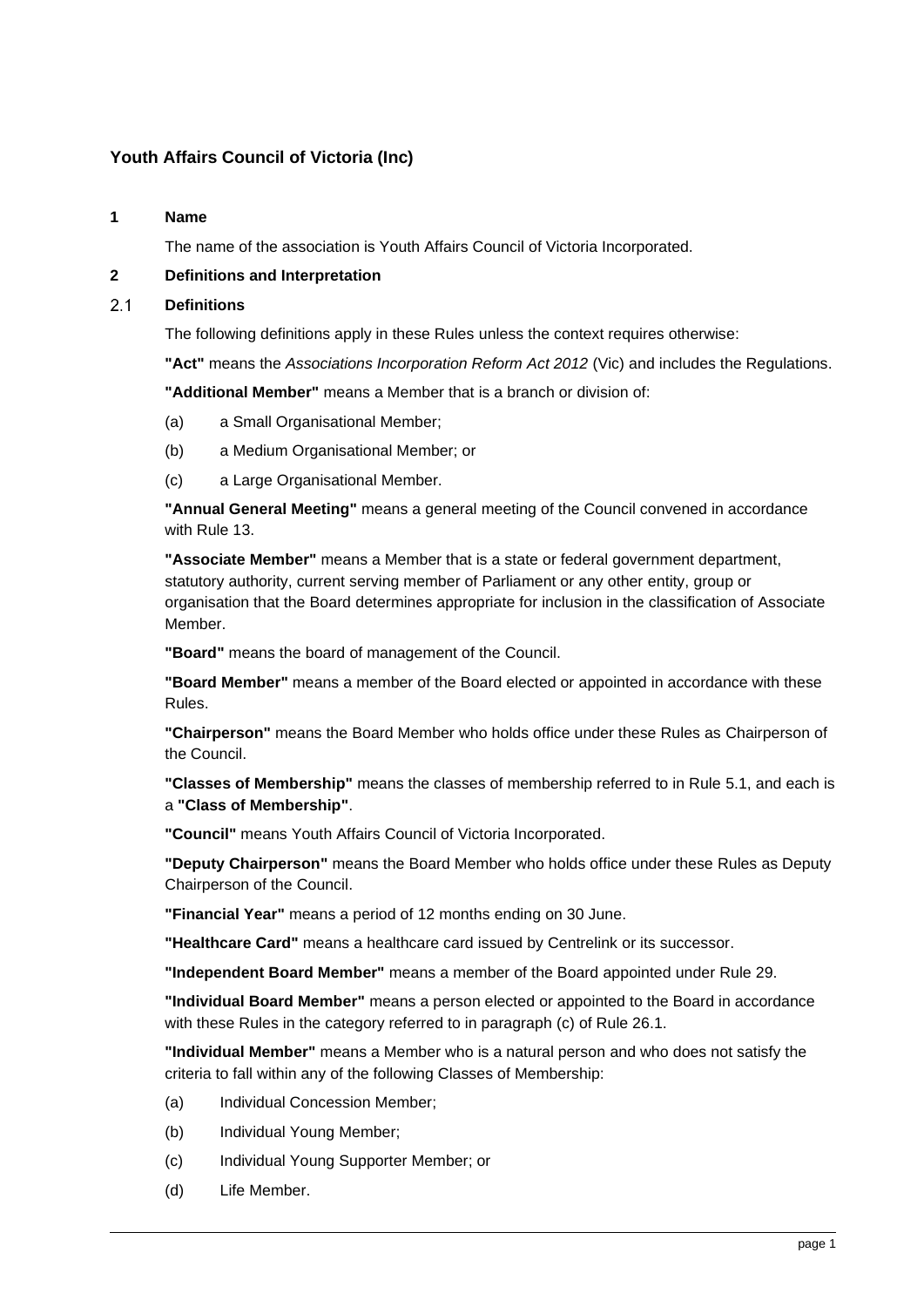**Youth Affairs Council of Victoria (Inc)**

## 1 Name

The name of the association is Youth Affairs Council of Victoria Incorporated.

## 2 Definitions and Interpretation

### 2.1 Definitions

The following definitions apply in these Rules unless the context requires otherwise:

**"Act"** means the *Associations Incorporation Reform Act 2012* (Vic) and includes the Regulations.

**"Additional Member"** means a Member that is a branch or division of:

(a) a Small Organisational Member;

(b) a Medium Organisational Member; or

(c) a Large Organisational Member.

**"Annual General Meeting"** means a general meeting of the Council convened in accordance with Rule 13.

**"Associate Member"** means a Member that is a state or federal government department, statutory authority, current serving member of Parliament or any other entity, group or organisation that the Board determines appropriate for inclusion in the classification of Associate Member.

**"Board"** means the board of management of the Council.

**"Board Member"** means a member of the Board elected or appointed in accordance with these Rules.

**"Chairperson"** means the Board Member who holds office under these Rules as Chairperson of the Council.

**"Classes of Membership"** means the classes of membership referred to in Rule 5.1, and each is a **"Class of Membership"**.

**"Council"** means Youth Affairs Council of Victoria Incorporated.

**"Deputy Chairperson"** means the Board Member who holds office under these Rules as Deputy Chairperson of the Council.

**"Financial Year"** means a period of 12 months ending on 30 June.

**"Healthcare Card"** means a healthcare card issued by Centrelink or its successor.

**"Independent Board Member"** means a member of the Board appointed under Rule 29.

**"Individual Board Member"** means a person elected or appointed to the Board in accordance with these Rules in the category referred to in paragraph (c) of Rule 26.1.

**"Individual Member"** means a Member who is a natural person and who does not satisfy the criteria to fall within any of the following Classes of Membership:

(a) Individual Concession Member;

(b) Individual Young Member;

(c) Individual Young Supporter Member; or

(d) Life Member.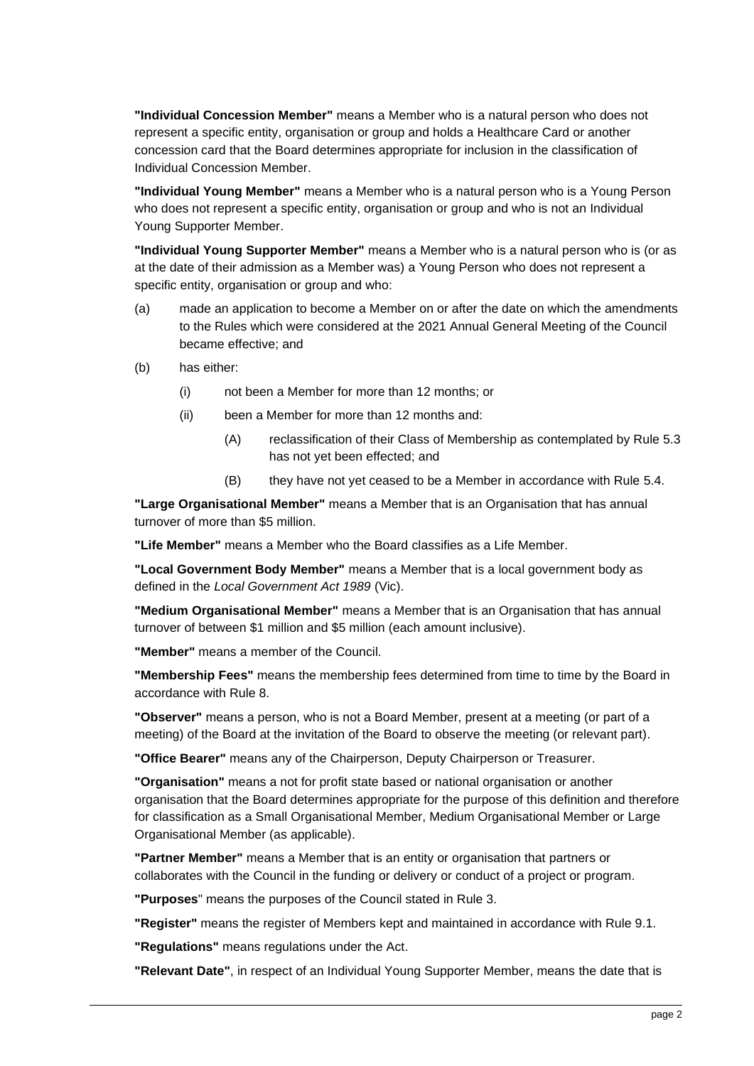**"Individual Concession Member"** means a Member who is a natural person who does not represent a specific entity, organisation or group and holds a Healthcare Card or another concession card that the Board determines appropriate for inclusion in the classification of Individual Concession Member.

**"Individual Young Member"** means a Member who is a natural person who is a Young Person who does not represent a specific entity, organisation or group and who is not an Individual Young Supporter Member.

**"Individual Young Supporter Member"** means a Member who is a natural person who is (or as at the date of their admission as a Member was) a Young Person who does not represent a specific entity, organisation or group and who:

(a) made an application to become a Member on or after the date on which the amendments to the Rules which were considered at the 2021 Annual General Meeting of the Council became effective; and

(b) has either:

  (i) not been a Member for more than 12 months; or

  (ii) been a Member for more than 12 months and:

    (A) reclassification of their Class of Membership as contemplated by Rule 5.3 has not yet been effected; and

    (B) they have not yet ceased to be a Member in accordance with Rule 5.4.

**"Large Organisational Member"** means a Member that is an Organisation that has annual turnover of more than $5 million.

**"Life Member"** means a Member who the Board classifies as a Life Member.

**"Local Government Body Member"** means a Member that is a local government body as defined in the *Local Government Act 1989* (Vic).

**"Medium Organisational Member"** means a Member that is an Organisation that has annual turnover of between $1 million and $5 million (each amount inclusive).

**"Member"** means a member of the Council.

**"Membership Fees"** means the membership fees determined from time to time by the Board in accordance with Rule 8.

**"Observer"** means a person, who is not a Board Member, present at a meeting (or part of a meeting) of the Board at the invitation of the Board to observe the meeting (or relevant part).

**"Office Bearer"** means any of the Chairperson, Deputy Chairperson or Treasurer.

**"Organisation"** means a not for profit state based or national organisation or another organisation that the Board determines appropriate for the purpose of this definition and therefore for classification as a Small Organisational Member, Medium Organisational Member or Large Organisational Member (as applicable).

**"Partner Member"** means a Member that is an entity or organisation that partners or collaborates with the Council in the funding or delivery or conduct of a project or program.

**"Purposes"** means the purposes of the Council stated in Rule 3.

**"Register"** means the register of Members kept and maintained in accordance with Rule 9.1.

**"Regulations"** means regulations under the Act.

**"Relevant Date"**, in respect of an Individual Young Supporter Member, means the date that is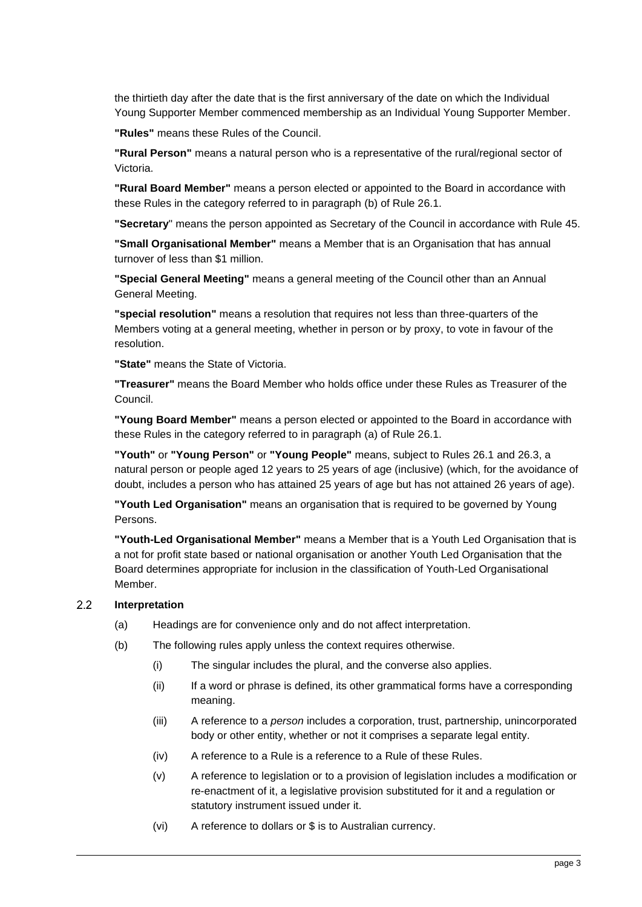the thirtieth day after the date that is the first anniversary of the date on which the Individual Young Supporter Member commenced membership as an Individual Young Supporter Member.

**"Rules"** means these Rules of the Council.

**"Rural Person"** means a natural person who is a representative of the rural/regional sector of Victoria.

**"Rural Board Member"** means a person elected or appointed to the Board in accordance with these Rules in the category referred to in paragraph (b) of Rule 26.1.

**"Secretary**" means the person appointed as Secretary of the Council in accordance with Rule 45.

**"Small Organisational Member"** means a Member that is an Organisation that has annual turnover of less than $1 million.

**"Special General Meeting"** means a general meeting of the Council other than an Annual General Meeting.

**"special resolution"** means a resolution that requires not less than three-quarters of the Members voting at a general meeting, whether in person or by proxy, to vote in favour of the resolution.

**"State"** means the State of Victoria.

**"Treasurer"** means the Board Member who holds office under these Rules as Treasurer of the Council.

**"Young Board Member"** means a person elected or appointed to the Board in accordance with these Rules in the category referred to in paragraph (a) of Rule 26.1.

**"Youth"** or **"Young Person"** or **"Young People"** means, subject to Rules 26.1 and 26.3, a natural person or people aged 12 years to 25 years of age (inclusive) (which, for the avoidance of doubt, includes a person who has attained 25 years of age but has not attained 26 years of age).

**"Youth Led Organisation"** means an organisation that is required to be governed by Young Persons.

**"Youth-Led Organisational Member"** means a Member that is a Youth Led Organisation that is a not for profit state based or national organisation or another Youth Led Organisation that the Board determines appropriate for inclusion in the classification of Youth-Led Organisational Member.

### 2.2 Interpretation

(a) Headings are for convenience only and do not affect interpretation.

(b) The following rules apply unless the context requires otherwise.

  (i) The singular includes the plural, and the converse also applies.

  (ii) If a word or phrase is defined, its other grammatical forms have a corresponding meaning.

  (iii) A reference to a *person* includes a corporation, trust, partnership, unincorporated body or other entity, whether or not it comprises a separate legal entity.

  (iv) A reference to a Rule is a reference to a Rule of these Rules.

  (v) A reference to legislation or to a provision of legislation includes a modification or re-enactment of it, a legislative provision substituted for it and a regulation or statutory instrument issued under it.

  (vi) A reference to dollars or $ is to Australian currency.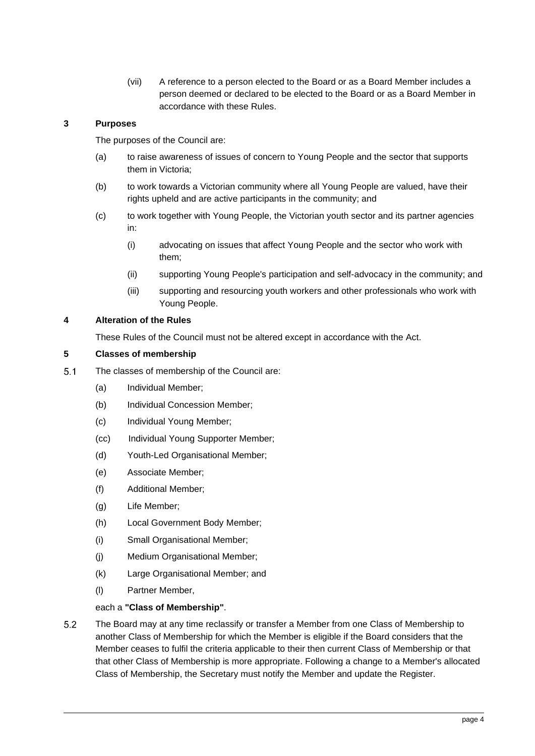(vii) A reference to a person elected to the Board or as a Board Member includes a person deemed or declared to be elected to the Board or as a Board Member in accordance with these Rules.

### 3 Purposes

The purposes of the Council are:

(a) to raise awareness of issues of concern to Young People and the sector that supports them in Victoria;

(b) to work towards a Victorian community where all Young People are valued, have their rights upheld and are active participants in the community; and

(c) to work together with Young People, the Victorian youth sector and its partner agencies in:

(i) advocating on issues that affect Young People and the sector who work with them;

(ii) supporting Young People's participation and self-advocacy in the community; and

(iii) supporting and resourcing youth workers and other professionals who work with Young People.

### 4 Alteration of the Rules

These Rules of the Council must not be altered except in accordance with the Act.

### 5 Classes of membership

5.1 The classes of membership of the Council are:

(a) Individual Member;

(b) Individual Concession Member;

(c) Individual Young Member;

(cc) Individual Young Supporter Member;

(d) Youth-Led Organisational Member;

(e) Associate Member;

(f) Additional Member;

(g) Life Member;

(h) Local Government Body Member;

(i) Small Organisational Member;

(j) Medium Organisational Member;

(k) Large Organisational Member; and

(l) Partner Member,

each a **"Class of Membership"**.

5.2 The Board may at any time reclassify or transfer a Member from one Class of Membership to another Class of Membership for which the Member is eligible if the Board considers that the Member ceases to fulfil the criteria applicable to their then current Class of Membership or that that other Class of Membership is more appropriate. Following a change to a Member's allocated Class of Membership, the Secretary must notify the Member and update the Register.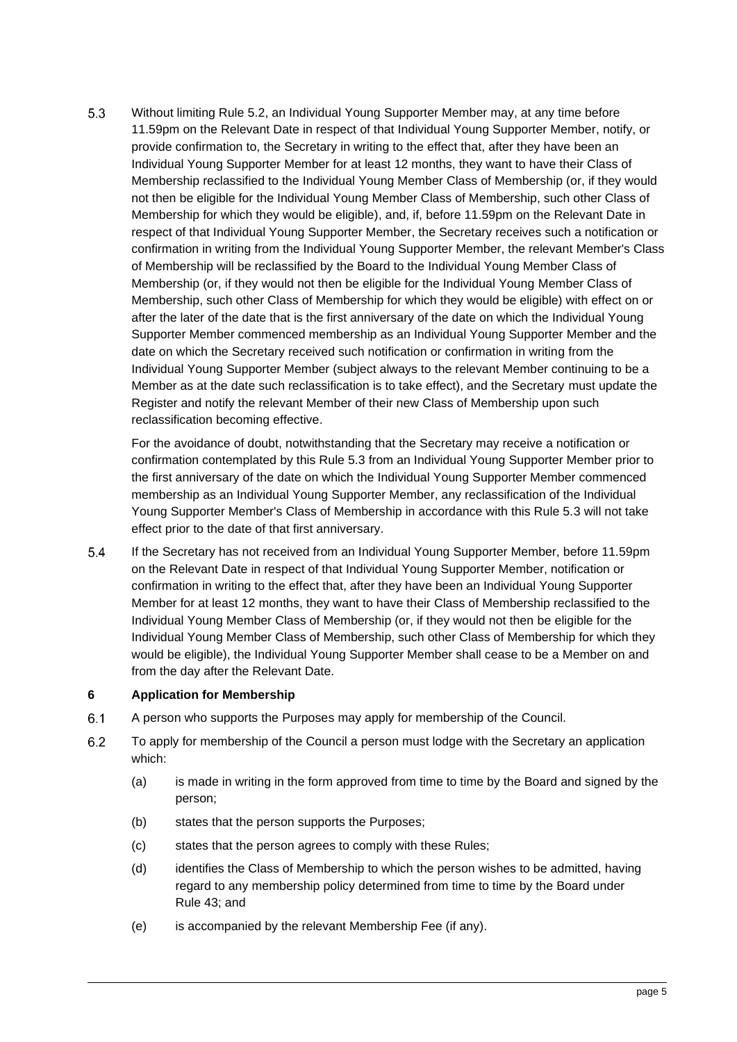5.3 Without limiting Rule 5.2, an Individual Young Supporter Member may, at any time before 11.59pm on the Relevant Date in respect of that Individual Young Supporter Member, notify, or provide confirmation to, the Secretary in writing to the effect that, after they have been an Individual Young Supporter Member for at least 12 months, they want to have their Class of Membership reclassified to the Individual Young Member Class of Membership (or, if they would not then be eligible for the Individual Young Member Class of Membership, such other Class of Membership for which they would be eligible), and, if, before 11.59pm on the Relevant Date in respect of that Individual Young Supporter Member, the Secretary receives such a notification or confirmation in writing from the Individual Young Supporter Member, the relevant Member's Class of Membership will be reclassified by the Board to the Individual Young Member Class of Membership (or, if they would not then be eligible for the Individual Young Member Class of Membership, such other Class of Membership for which they would be eligible) with effect on or after the later of the date that is the first anniversary of the date on which the Individual Young Supporter Member commenced membership as an Individual Young Supporter Member and the date on which the Secretary received such notification or confirmation in writing from the Individual Young Supporter Member (subject always to the relevant Member continuing to be a Member as at the date such reclassification is to take effect), and the Secretary must update the Register and notify the relevant Member of their new Class of Membership upon such reclassification becoming effective.

For the avoidance of doubt, notwithstanding that the Secretary may receive a notification or confirmation contemplated by this Rule 5.3 from an Individual Young Supporter Member prior to the first anniversary of the date on which the Individual Young Supporter Member commenced membership as an Individual Young Supporter Member, any reclassification of the Individual Young Supporter Member's Class of Membership in accordance with this Rule 5.3 will not take effect prior to the date of that first anniversary.

5.4 If the Secretary has not received from an Individual Young Supporter Member, before 11.59pm on the Relevant Date in respect of that Individual Young Supporter Member, notification or confirmation in writing to the effect that, after they have been an Individual Young Supporter Member for at least 12 months, they want to have their Class of Membership reclassified to the Individual Young Member Class of Membership (or, if they would not then be eligible for the Individual Young Member Class of Membership, such other Class of Membership for which they would be eligible), the Individual Young Supporter Member shall cease to be a Member on and from the day after the Relevant Date.

## 6 Application for Membership

6.1 A person who supports the Purposes may apply for membership of the Council.

6.2 To apply for membership of the Council a person must lodge with the Secretary an application which:

(a) is made in writing in the form approved from time to time by the Board and signed by the person;

(b) states that the person supports the Purposes;

(c) states that the person agrees to comply with these Rules;

(d) identifies the Class of Membership to which the person wishes to be admitted, having regard to any membership policy determined from time to time by the Board under Rule 43; and

(e) is accompanied by the relevant Membership Fee (if any).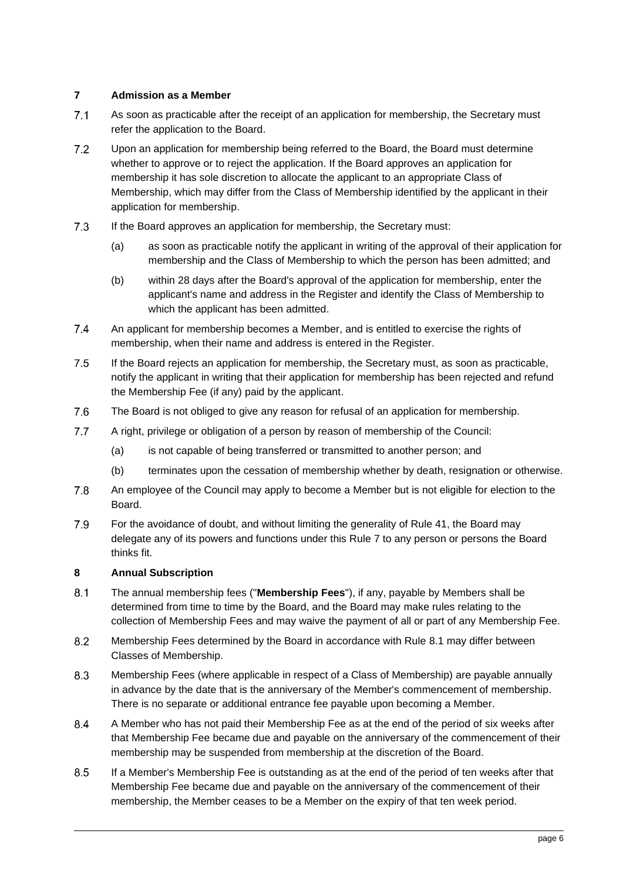## 7 Admission as a Member

7.1 As soon as practicable after the receipt of an application for membership, the Secretary must refer the application to the Board.

7.2 Upon an application for membership being referred to the Board, the Board must determine whether to approve or to reject the application. If the Board approves an application for membership it has sole discretion to allocate the applicant to an appropriate Class of Membership, which may differ from the Class of Membership identified by the applicant in their application for membership.

7.3 If the Board approves an application for membership, the Secretary must:

(a) as soon as practicable notify the applicant in writing of the approval of their application for membership and the Class of Membership to which the person has been admitted; and

(b) within 28 days after the Board's approval of the application for membership, enter the applicant's name and address in the Register and identify the Class of Membership to which the applicant has been admitted.

7.4 An applicant for membership becomes a Member, and is entitled to exercise the rights of membership, when their name and address is entered in the Register.

7.5 If the Board rejects an application for membership, the Secretary must, as soon as practicable, notify the applicant in writing that their application for membership has been rejected and refund the Membership Fee (if any) paid by the applicant.

7.6 The Board is not obliged to give any reason for refusal of an application for membership.

7.7 A right, privilege or obligation of a person by reason of membership of the Council:

(a) is not capable of being transferred or transmitted to another person; and

(b) terminates upon the cessation of membership whether by death, resignation or otherwise.

7.8 An employee of the Council may apply to become a Member but is not eligible for election to the Board.

7.9 For the avoidance of doubt, and without limiting the generality of Rule 41, the Board may delegate any of its powers and functions under this Rule 7 to any person or persons the Board thinks fit.

## 8 Annual Subscription

8.1 The annual membership fees ("**Membership Fees**"), if any, payable by Members shall be determined from time to time by the Board, and the Board may make rules relating to the collection of Membership Fees and may waive the payment of all or part of any Membership Fee.

8.2 Membership Fees determined by the Board in accordance with Rule 8.1 may differ between Classes of Membership.

8.3 Membership Fees (where applicable in respect of a Class of Membership) are payable annually in advance by the date that is the anniversary of the Member's commencement of membership. There is no separate or additional entrance fee payable upon becoming a Member.

8.4 A Member who has not paid their Membership Fee as at the end of the period of six weeks after that Membership Fee became due and payable on the anniversary of the commencement of their membership may be suspended from membership at the discretion of the Board.

8.5 If a Member's Membership Fee is outstanding as at the end of the period of ten weeks after that Membership Fee became due and payable on the anniversary of the commencement of their membership, the Member ceases to be a Member on the expiry of that ten week period.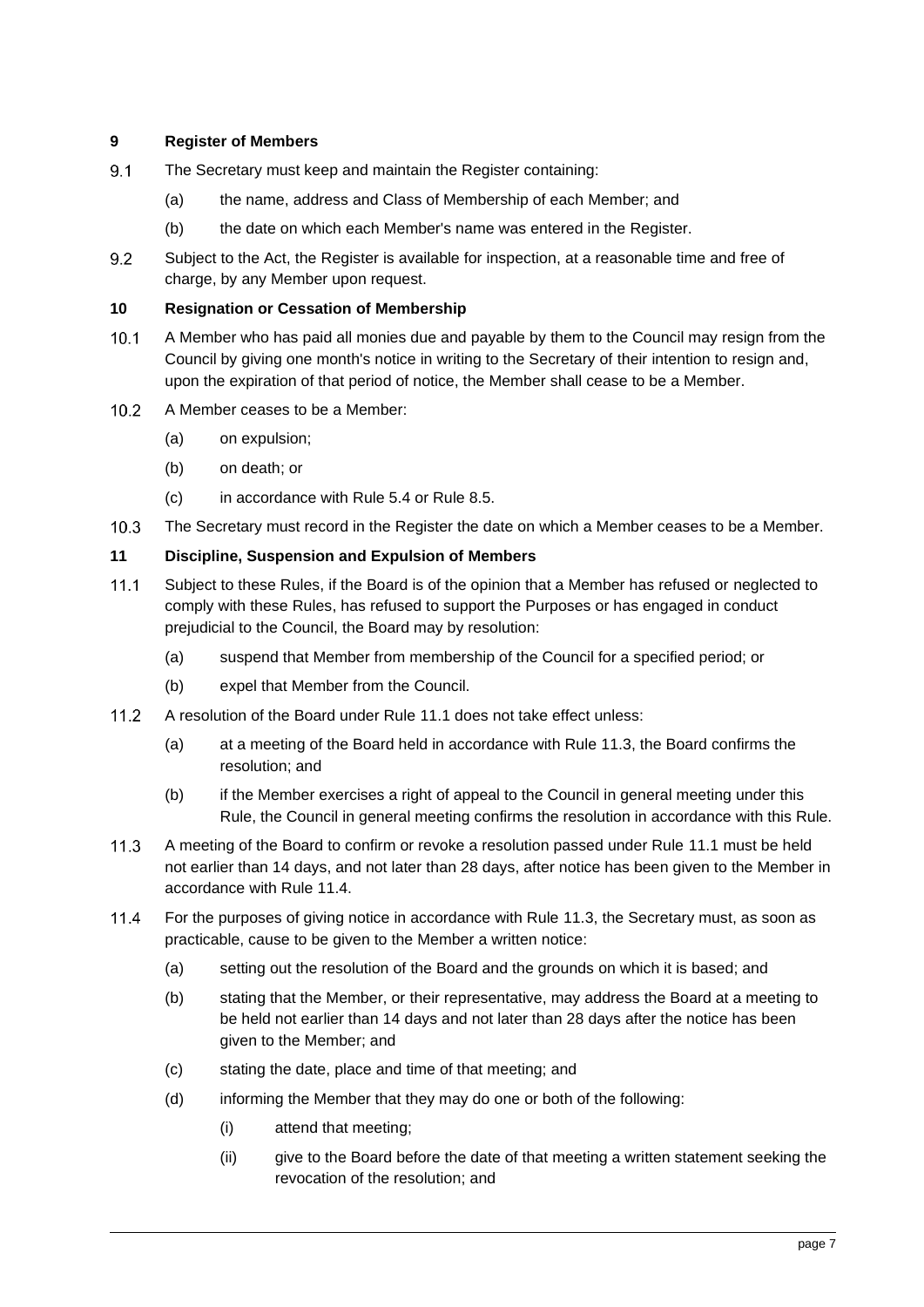## 9 Register of Members

9.1 The Secretary must keep and maintain the Register containing:

(a) the name, address and Class of Membership of each Member; and

(b) the date on which each Member's name was entered in the Register.

9.2 Subject to the Act, the Register is available for inspection, at a reasonable time and free of charge, by any Member upon request.

## 10 Resignation or Cessation of Membership

10.1 A Member who has paid all monies due and payable by them to the Council may resign from the Council by giving one month's notice in writing to the Secretary of their intention to resign and, upon the expiration of that period of notice, the Member shall cease to be a Member.

10.2 A Member ceases to be a Member:

(a) on expulsion;

(b) on death; or

(c) in accordance with Rule 5.4 or Rule 8.5.

10.3 The Secretary must record in the Register the date on which a Member ceases to be a Member.

## 11 Discipline, Suspension and Expulsion of Members

11.1 Subject to these Rules, if the Board is of the opinion that a Member has refused or neglected to comply with these Rules, has refused to support the Purposes or has engaged in conduct prejudicial to the Council, the Board may by resolution:

(a) suspend that Member from membership of the Council for a specified period; or

(b) expel that Member from the Council.

11.2 A resolution of the Board under Rule 11.1 does not take effect unless:

(a) at a meeting of the Board held in accordance with Rule 11.3, the Board confirms the resolution; and

(b) if the Member exercises a right of appeal to the Council in general meeting under this Rule, the Council in general meeting confirms the resolution in accordance with this Rule.

11.3 A meeting of the Board to confirm or revoke a resolution passed under Rule 11.1 must be held not earlier than 14 days, and not later than 28 days, after notice has been given to the Member in accordance with Rule 11.4.

11.4 For the purposes of giving notice in accordance with Rule 11.3, the Secretary must, as soon as practicable, cause to be given to the Member a written notice:

(a) setting out the resolution of the Board and the grounds on which it is based; and

(b) stating that the Member, or their representative, may address the Board at a meeting to be held not earlier than 14 days and not later than 28 days after the notice has been given to the Member; and

(c) stating the date, place and time of that meeting; and

(d) informing the Member that they may do one or both of the following:

(i) attend that meeting;

(ii) give to the Board before the date of that meeting a written statement seeking the revocation of the resolution; and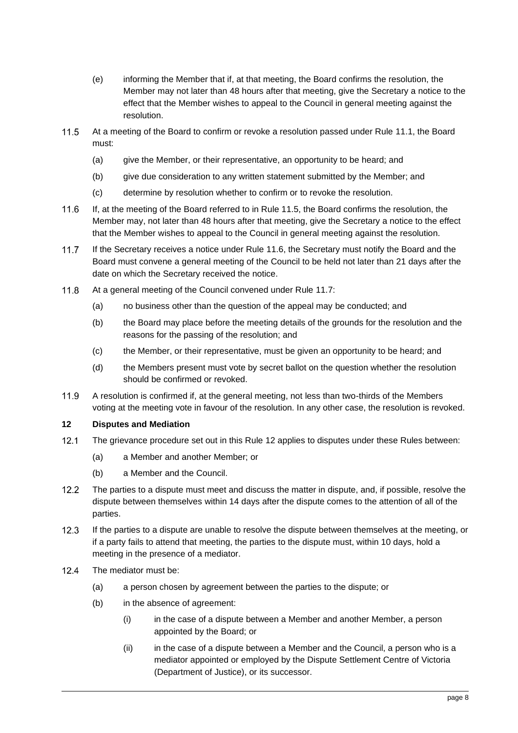(e) informing the Member that if, at that meeting, the Board confirms the resolution, the Member may not later than 48 hours after that meeting, give the Secretary a notice to the effect that the Member wishes to appeal to the Council in general meeting against the resolution.

11.5 At a meeting of the Board to confirm or revoke a resolution passed under Rule 11.1, the Board must:

(a) give the Member, or their representative, an opportunity to be heard; and

(b) give due consideration to any written statement submitted by the Member; and

(c) determine by resolution whether to confirm or to revoke the resolution.

11.6 If, at the meeting of the Board referred to in Rule 11.5, the Board confirms the resolution, the Member may, not later than 48 hours after that meeting, give the Secretary a notice to the effect that the Member wishes to appeal to the Council in general meeting against the resolution.

11.7 If the Secretary receives a notice under Rule 11.6, the Secretary must notify the Board and the Board must convene a general meeting of the Council to be held not later than 21 days after the date on which the Secretary received the notice.

11.8 At a general meeting of the Council convened under Rule 11.7:

(a) no business other than the question of the appeal may be conducted; and

(b) the Board may place before the meeting details of the grounds for the resolution and the reasons for the passing of the resolution; and

(c) the Member, or their representative, must be given an opportunity to be heard; and

(d) the Members present must vote by secret ballot on the question whether the resolution should be confirmed or revoked.

11.9 A resolution is confirmed if, at the general meeting, not less than two-thirds of the Members voting at the meeting vote in favour of the resolution. In any other case, the resolution is revoked.

## 12 Disputes and Mediation

12.1 The grievance procedure set out in this Rule 12 applies to disputes under these Rules between:

(a) a Member and another Member; or

(b) a Member and the Council.

12.2 The parties to a dispute must meet and discuss the matter in dispute, and, if possible, resolve the dispute between themselves within 14 days after the dispute comes to the attention of all of the parties.

12.3 If the parties to a dispute are unable to resolve the dispute between themselves at the meeting, or if a party fails to attend that meeting, the parties to the dispute must, within 10 days, hold a meeting in the presence of a mediator.

12.4 The mediator must be:

(a) a person chosen by agreement between the parties to the dispute; or

(b) in the absence of agreement:

(i) in the case of a dispute between a Member and another Member, a person appointed by the Board; or

(ii) in the case of a dispute between a Member and the Council, a person who is a mediator appointed or employed by the Dispute Settlement Centre of Victoria (Department of Justice), or its successor.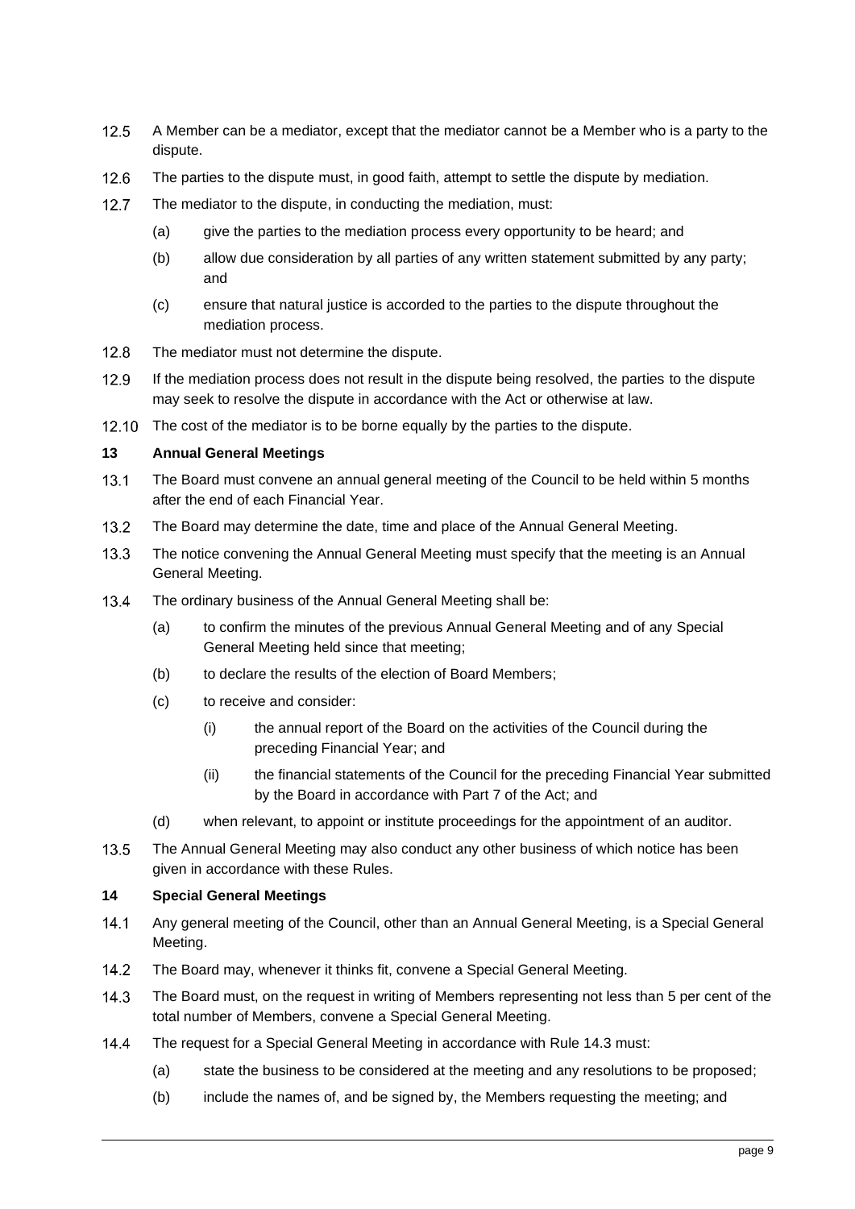12.5 A Member can be a mediator, except that the mediator cannot be a Member who is a party to the dispute.

12.6 The parties to the dispute must, in good faith, attempt to settle the dispute by mediation.

12.7 The mediator to the dispute, in conducting the mediation, must:

(a) give the parties to the mediation process every opportunity to be heard; and

(b) allow due consideration by all parties of any written statement submitted by any party; and

(c) ensure that natural justice is accorded to the parties to the dispute throughout the mediation process.

12.8 The mediator must not determine the dispute.

12.9 If the mediation process does not result in the dispute being resolved, the parties to the dispute may seek to resolve the dispute in accordance with the Act or otherwise at law.

12.10 The cost of the mediator is to be borne equally by the parties to the dispute.

## 13 Annual General Meetings

13.1 The Board must convene an annual general meeting of the Council to be held within 5 months after the end of each Financial Year.

13.2 The Board may determine the date, time and place of the Annual General Meeting.

13.3 The notice convening the Annual General Meeting must specify that the meeting is an Annual General Meeting.

13.4 The ordinary business of the Annual General Meeting shall be:

(a) to confirm the minutes of the previous Annual General Meeting and of any Special General Meeting held since that meeting;

(b) to declare the results of the election of Board Members;

(c) to receive and consider:

(i) the annual report of the Board on the activities of the Council during the preceding Financial Year; and

(ii) the financial statements of the Council for the preceding Financial Year submitted by the Board in accordance with Part 7 of the Act; and

(d) when relevant, to appoint or institute proceedings for the appointment of an auditor.

13.5 The Annual General Meeting may also conduct any other business of which notice has been given in accordance with these Rules.

## 14 Special General Meetings

14.1 Any general meeting of the Council, other than an Annual General Meeting, is a Special General Meeting.

14.2 The Board may, whenever it thinks fit, convene a Special General Meeting.

14.3 The Board must, on the request in writing of Members representing not less than 5 per cent of the total number of Members, convene a Special General Meeting.

14.4 The request for a Special General Meeting in accordance with Rule 14.3 must:

(a) state the business to be considered at the meeting and any resolutions to be proposed;

(b) include the names of, and be signed by, the Members requesting the meeting; and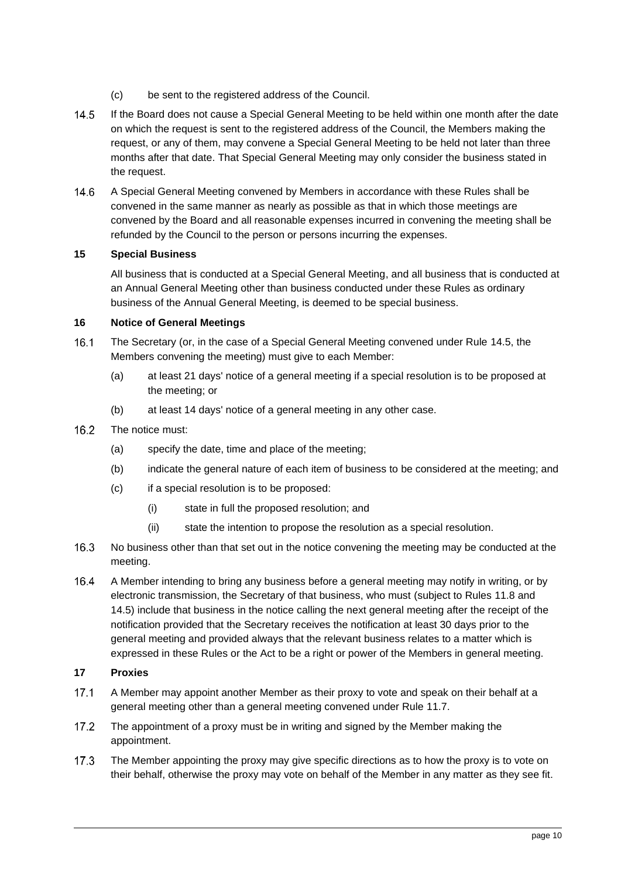(c) be sent to the registered address of the Council.

14.5 If the Board does not cause a Special General Meeting to be held within one month after the date on which the request is sent to the registered address of the Council, the Members making the request, or any of them, may convene a Special General Meeting to be held not later than three months after that date. That Special General Meeting may only consider the business stated in the request.

14.6 A Special General Meeting convened by Members in accordance with these Rules shall be convened in the same manner as nearly as possible as that in which those meetings are convened by the Board and all reasonable expenses incurred in convening the meeting shall be refunded by the Council to the person or persons incurring the expenses.

**15 Special Business**

All business that is conducted at a Special General Meeting, and all business that is conducted at an Annual General Meeting other than business conducted under these Rules as ordinary business of the Annual General Meeting, is deemed to be special business.

**16 Notice of General Meetings**

16.1 The Secretary (or, in the case of a Special General Meeting convened under Rule 14.5, the Members convening the meeting) must give to each Member:

- (a) at least 21 days' notice of a general meeting if a special resolution is to be proposed at the meeting; or
- (b) at least 14 days' notice of a general meeting in any other case.

16.2 The notice must:

- (a) specify the date, time and place of the meeting;
- (b) indicate the general nature of each item of business to be considered at the meeting; and
- (c) if a special resolution is to be proposed:
  - (i) state in full the proposed resolution; and
  - (ii) state the intention to propose the resolution as a special resolution.

16.3 No business other than that set out in the notice convening the meeting may be conducted at the meeting.

16.4 A Member intending to bring any business before a general meeting may notify in writing, or by electronic transmission, the Secretary of that business, who must (subject to Rules 11.8 and 14.5) include that business in the notice calling the next general meeting after the receipt of the notification provided that the Secretary receives the notification at least 30 days prior to the general meeting and provided always that the relevant business relates to a matter which is expressed in these Rules or the Act to be a right or power of the Members in general meeting.

**17 Proxies**

17.1 A Member may appoint another Member as their proxy to vote and speak on their behalf at a general meeting other than a general meeting convened under Rule 11.7.

17.2 The appointment of a proxy must be in writing and signed by the Member making the appointment.

17.3 The Member appointing the proxy may give specific directions as to how the proxy is to vote on their behalf, otherwise the proxy may vote on behalf of the Member in any matter as they see fit.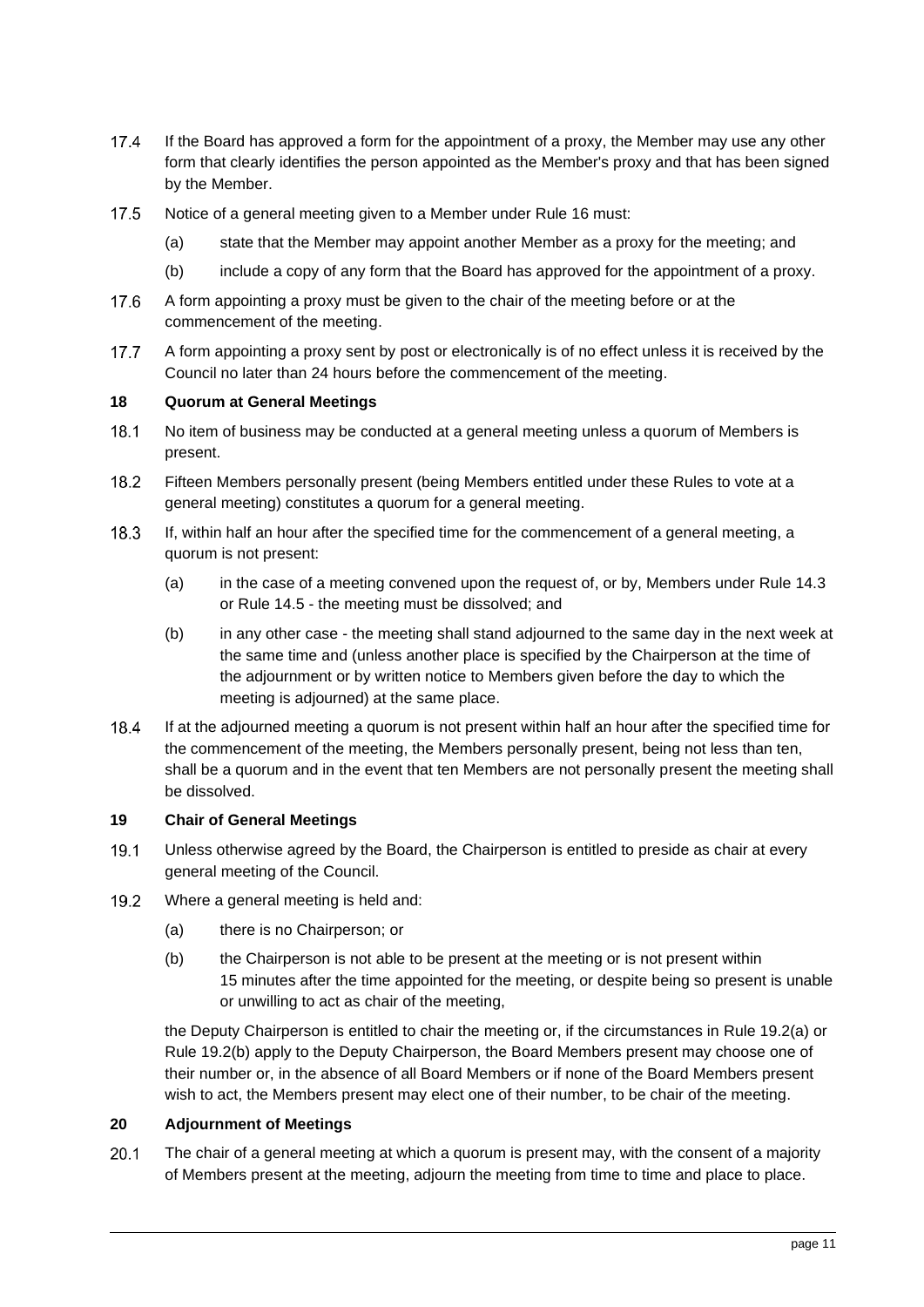17.4 If the Board has approved a form for the appointment of a proxy, the Member may use any other form that clearly identifies the person appointed as the Member's proxy and that has been signed by the Member.

17.5 Notice of a general meeting given to a Member under Rule 16 must:

(a) state that the Member may appoint another Member as a proxy for the meeting; and

(b) include a copy of any form that the Board has approved for the appointment of a proxy.

17.6 A form appointing a proxy must be given to the chair of the meeting before or at the commencement of the meeting.

17.7 A form appointing a proxy sent by post or electronically is of no effect unless it is received by the Council no later than 24 hours before the commencement of the meeting.

**18 Quorum at General Meetings**

18.1 No item of business may be conducted at a general meeting unless a quorum of Members is present.

18.2 Fifteen Members personally present (being Members entitled under these Rules to vote at a general meeting) constitutes a quorum for a general meeting.

18.3 If, within half an hour after the specified time for the commencement of a general meeting, a quorum is not present:

(a) in the case of a meeting convened upon the request of, or by, Members under Rule 14.3 or Rule 14.5 - the meeting must be dissolved; and

(b) in any other case - the meeting shall stand adjourned to the same day in the next week at the same time and (unless another place is specified by the Chairperson at the time of the adjournment or by written notice to Members given before the day to which the meeting is adjourned) at the same place.

18.4 If at the adjourned meeting a quorum is not present within half an hour after the specified time for the commencement of the meeting, the Members personally present, being not less than ten, shall be a quorum and in the event that ten Members are not personally present the meeting shall be dissolved.

**19 Chair of General Meetings**

19.1 Unless otherwise agreed by the Board, the Chairperson is entitled to preside as chair at every general meeting of the Council.

19.2 Where a general meeting is held and:

(a) there is no Chairperson; or

(b) the Chairperson is not able to be present at the meeting or is not present within 15 minutes after the time appointed for the meeting, or despite being so present is unable or unwilling to act as chair of the meeting,

the Deputy Chairperson is entitled to chair the meeting or, if the circumstances in Rule 19.2(a) or Rule 19.2(b) apply to the Deputy Chairperson, the Board Members present may choose one of their number or, in the absence of all Board Members or if none of the Board Members present wish to act, the Members present may elect one of their number, to be chair of the meeting.

**20 Adjournment of Meetings**

20.1 The chair of a general meeting at which a quorum is present may, with the consent of a majority of Members present at the meeting, adjourn the meeting from time to time and place to place.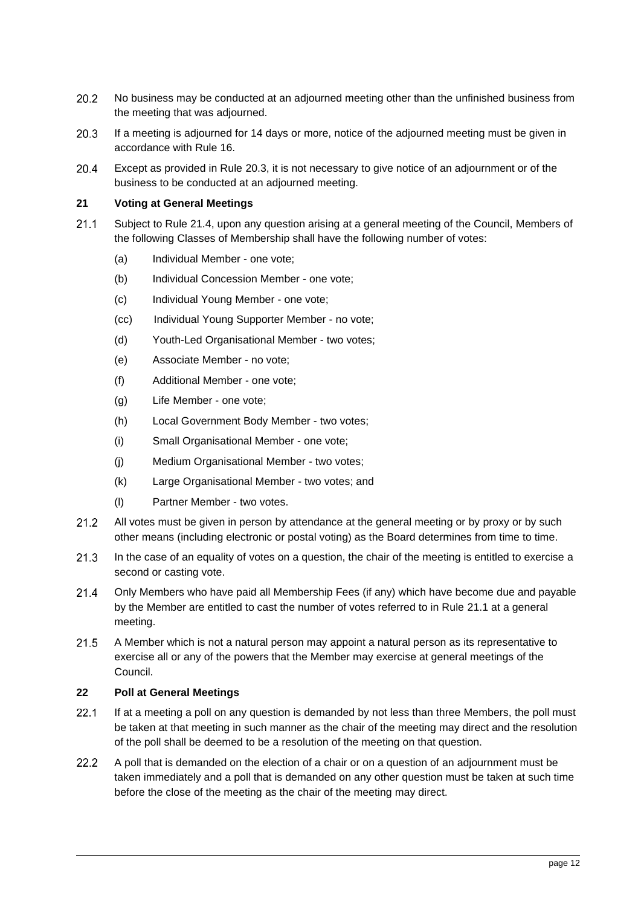20.2 No business may be conducted at an adjourned meeting other than the unfinished business from the meeting that was adjourned.

20.3 If a meeting is adjourned for 14 days or more, notice of the adjourned meeting must be given in accordance with Rule 16.

20.4 Except as provided in Rule 20.3, it is not necessary to give notice of an adjournment or of the business to be conducted at an adjourned meeting.

## 21 Voting at General Meetings

21.1 Subject to Rule 21.4, upon any question arising at a general meeting of the Council, Members of the following Classes of Membership shall have the following number of votes:

- (a) Individual Member - one vote;
- (b) Individual Concession Member - one vote;
- (c) Individual Young Member - one vote;
- (cc) Individual Young Supporter Member - no vote;
- (d) Youth-Led Organisational Member - two votes;
- (e) Associate Member - no vote;
- (f) Additional Member - one vote;
- (g) Life Member - one vote;
- (h) Local Government Body Member - two votes;
- (i) Small Organisational Member - one vote;
- (j) Medium Organisational Member - two votes;
- (k) Large Organisational Member - two votes; and
- (l) Partner Member - two votes.

21.2 All votes must be given in person by attendance at the general meeting or by proxy or by such other means (including electronic or postal voting) as the Board determines from time to time.

21.3 In the case of an equality of votes on a question, the chair of the meeting is entitled to exercise a second or casting vote.

21.4 Only Members who have paid all Membership Fees (if any) which have become due and payable by the Member are entitled to cast the number of votes referred to in Rule 21.1 at a general meeting.

21.5 A Member which is not a natural person may appoint a natural person as its representative to exercise all or any of the powers that the Member may exercise at general meetings of the Council.

## 22 Poll at General Meetings

22.1 If at a meeting a poll on any question is demanded by not less than three Members, the poll must be taken at that meeting in such manner as the chair of the meeting may direct and the resolution of the poll shall be deemed to be a resolution of the meeting on that question.

22.2 A poll that is demanded on the election of a chair or on a question of an adjournment must be taken immediately and a poll that is demanded on any other question must be taken at such time before the close of the meeting as the chair of the meeting may direct.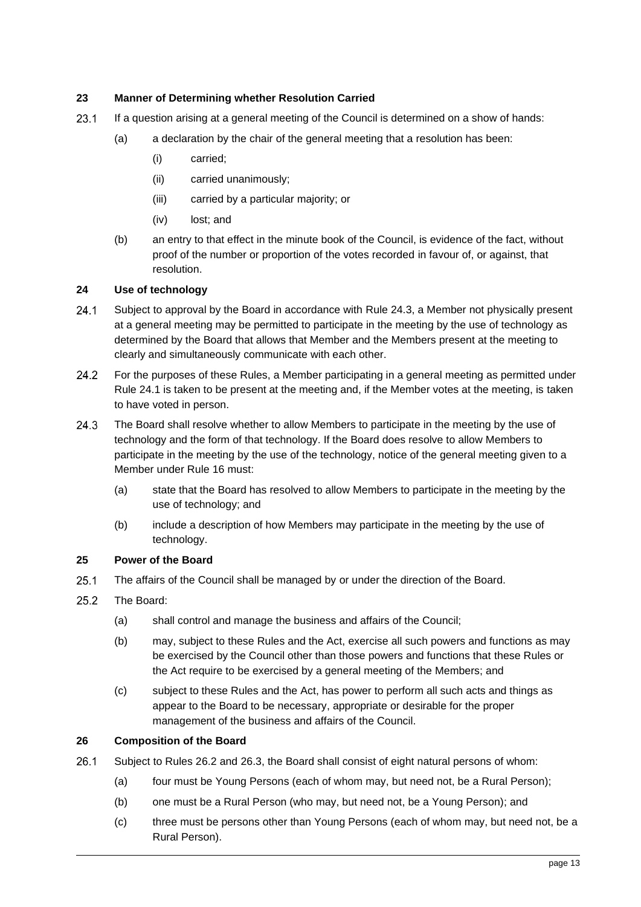### 23 Manner of Determining whether Resolution Carried

23.1 If a question arising at a general meeting of the Council is determined on a show of hands:

(a) a declaration by the chair of the general meeting that a resolution has been:

(i) carried;

(ii) carried unanimously;

(iii) carried by a particular majority; or

(iv) lost; and

(b) an entry to that effect in the minute book of the Council, is evidence of the fact, without proof of the number or proportion of the votes recorded in favour of, or against, that resolution.

### 24 Use of technology

24.1 Subject to approval by the Board in accordance with Rule 24.3, a Member not physically present at a general meeting may be permitted to participate in the meeting by the use of technology as determined by the Board that allows that Member and the Members present at the meeting to clearly and simultaneously communicate with each other.

24.2 For the purposes of these Rules, a Member participating in a general meeting as permitted under Rule 24.1 is taken to be present at the meeting and, if the Member votes at the meeting, is taken to have voted in person.

24.3 The Board shall resolve whether to allow Members to participate in the meeting by the use of technology and the form of that technology. If the Board does resolve to allow Members to participate in the meeting by the use of the technology, notice of the general meeting given to a Member under Rule 16 must:

(a) state that the Board has resolved to allow Members to participate in the meeting by the use of technology; and

(b) include a description of how Members may participate in the meeting by the use of technology.

### 25 Power of the Board

25.1 The affairs of the Council shall be managed by or under the direction of the Board.

25.2 The Board:

(a) shall control and manage the business and affairs of the Council;

(b) may, subject to these Rules and the Act, exercise all such powers and functions as may be exercised by the Council other than those powers and functions that these Rules or the Act require to be exercised by a general meeting of the Members; and

(c) subject to these Rules and the Act, has power to perform all such acts and things as appear to the Board to be necessary, appropriate or desirable for the proper management of the business and affairs of the Council.

### 26 Composition of the Board

26.1 Subject to Rules 26.2 and 26.3, the Board shall consist of eight natural persons of whom:

(a) four must be Young Persons (each of whom may, but need not, be a Rural Person);

(b) one must be a Rural Person (who may, but need not, be a Young Person); and

(c) three must be persons other than Young Persons (each of whom may, but need not, be a Rural Person).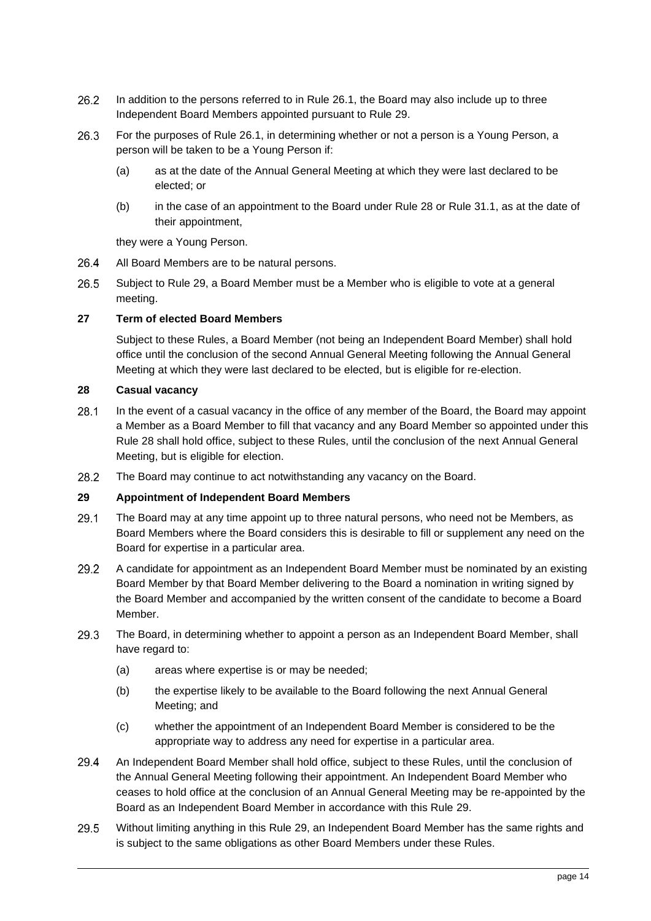26.2 In addition to the persons referred to in Rule 26.1, the Board may also include up to three Independent Board Members appointed pursuant to Rule 29.

26.3 For the purposes of Rule 26.1, in determining whether or not a person is a Young Person, a person will be taken to be a Young Person if:

(a) as at the date of the Annual General Meeting at which they were last declared to be elected; or

(b) in the case of an appointment to the Board under Rule 28 or Rule 31.1, as at the date of their appointment,

they were a Young Person.

26.4 All Board Members are to be natural persons.

26.5 Subject to Rule 29, a Board Member must be a Member who is eligible to vote at a general meeting.

## 27 Term of elected Board Members

Subject to these Rules, a Board Member (not being an Independent Board Member) shall hold office until the conclusion of the second Annual General Meeting following the Annual General Meeting at which they were last declared to be elected, but is eligible for re-election.

## 28 Casual vacancy

28.1 In the event of a casual vacancy in the office of any member of the Board, the Board may appoint a Member as a Board Member to fill that vacancy and any Board Member so appointed under this Rule 28 shall hold office, subject to these Rules, until the conclusion of the next Annual General Meeting, but is eligible for election.

28.2 The Board may continue to act notwithstanding any vacancy on the Board.

## 29 Appointment of Independent Board Members

29.1 The Board may at any time appoint up to three natural persons, who need not be Members, as Board Members where the Board considers this is desirable to fill or supplement any need on the Board for expertise in a particular area.

29.2 A candidate for appointment as an Independent Board Member must be nominated by an existing Board Member by that Board Member delivering to the Board a nomination in writing signed by the Board Member and accompanied by the written consent of the candidate to become a Board Member.

29.3 The Board, in determining whether to appoint a person as an Independent Board Member, shall have regard to:

(a) areas where expertise is or may be needed;

(b) the expertise likely to be available to the Board following the next Annual General Meeting; and

(c) whether the appointment of an Independent Board Member is considered to be the appropriate way to address any need for expertise in a particular area.

29.4 An Independent Board Member shall hold office, subject to these Rules, until the conclusion of the Annual General Meeting following their appointment. An Independent Board Member who ceases to hold office at the conclusion of an Annual General Meeting may be re-appointed by the Board as an Independent Board Member in accordance with this Rule 29.

29.5 Without limiting anything in this Rule 29, an Independent Board Member has the same rights and is subject to the same obligations as other Board Members under these Rules.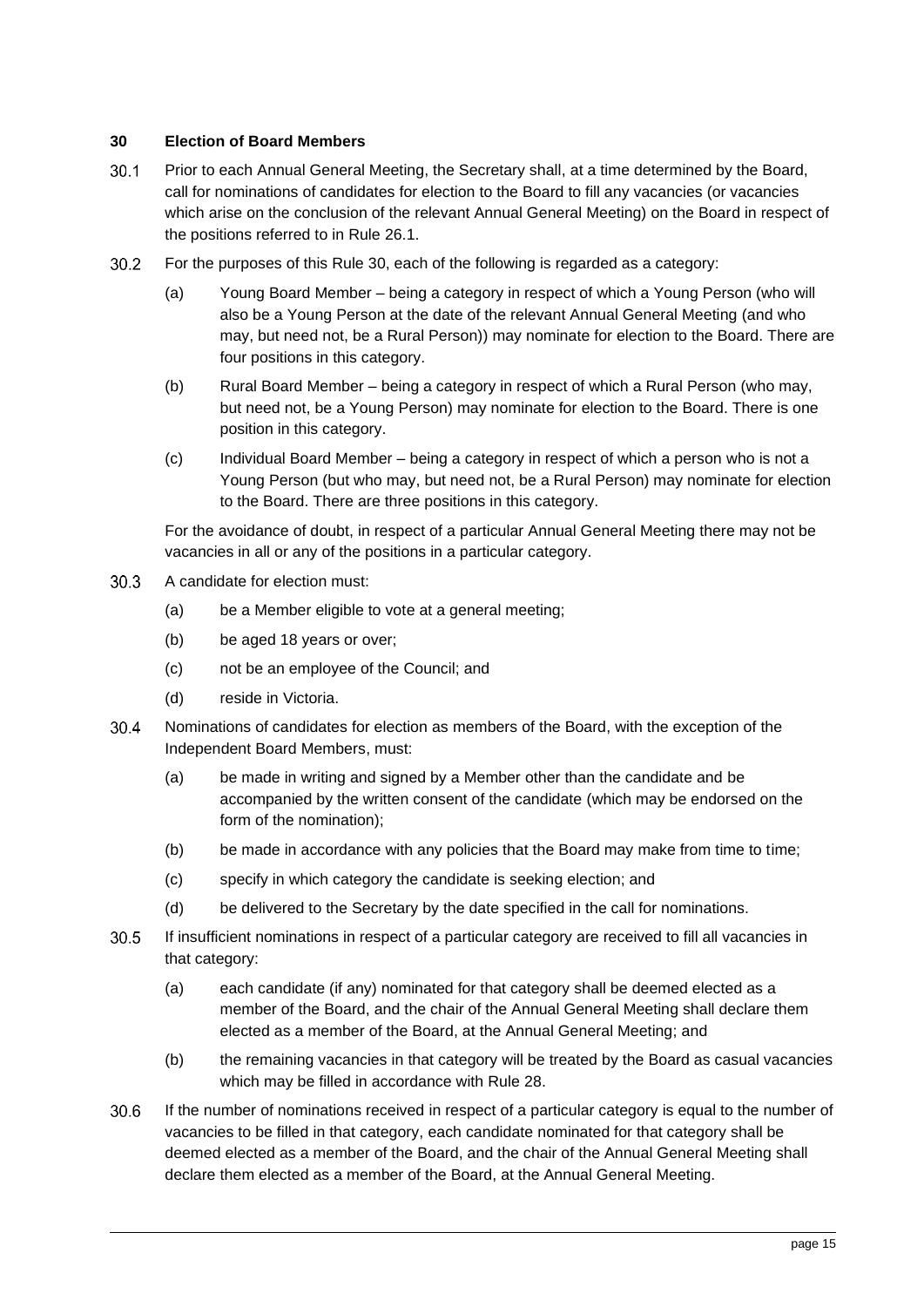### 30 Election of Board Members

30.1 Prior to each Annual General Meeting, the Secretary shall, at a time determined by the Board, call for nominations of candidates for election to the Board to fill any vacancies (or vacancies which arise on the conclusion of the relevant Annual General Meeting) on the Board in respect of the positions referred to in Rule 26.1.

30.2 For the purposes of this Rule 30, each of the following is regarded as a category:

(a) Young Board Member – being a category in respect of which a Young Person (who will also be a Young Person at the date of the relevant Annual General Meeting (and who may, but need not, be a Rural Person)) may nominate for election to the Board. There are four positions in this category.

(b) Rural Board Member – being a category in respect of which a Rural Person (who may, but need not, be a Young Person) may nominate for election to the Board. There is one position in this category.

(c) Individual Board Member – being a category in respect of which a person who is not a Young Person (but who may, but need not, be a Rural Person) may nominate for election to the Board. There are three positions in this category.

For the avoidance of doubt, in respect of a particular Annual General Meeting there may not be vacancies in all or any of the positions in a particular category.

30.3 A candidate for election must:

(a) be a Member eligible to vote at a general meeting;

(b) be aged 18 years or over;

(c) not be an employee of the Council; and

(d) reside in Victoria.

30.4 Nominations of candidates for election as members of the Board, with the exception of the Independent Board Members, must:

(a) be made in writing and signed by a Member other than the candidate and be accompanied by the written consent of the candidate (which may be endorsed on the form of the nomination);

(b) be made in accordance with any policies that the Board may make from time to time;

(c) specify in which category the candidate is seeking election; and

(d) be delivered to the Secretary by the date specified in the call for nominations.

30.5 If insufficient nominations in respect of a particular category are received to fill all vacancies in that category:

(a) each candidate (if any) nominated for that category shall be deemed elected as a member of the Board, and the chair of the Annual General Meeting shall declare them elected as a member of the Board, at the Annual General Meeting; and

(b) the remaining vacancies in that category will be treated by the Board as casual vacancies which may be filled in accordance with Rule 28.

30.6 If the number of nominations received in respect of a particular category is equal to the number of vacancies to be filled in that category, each candidate nominated for that category shall be deemed elected as a member of the Board, and the chair of the Annual General Meeting shall declare them elected as a member of the Board, at the Annual General Meeting.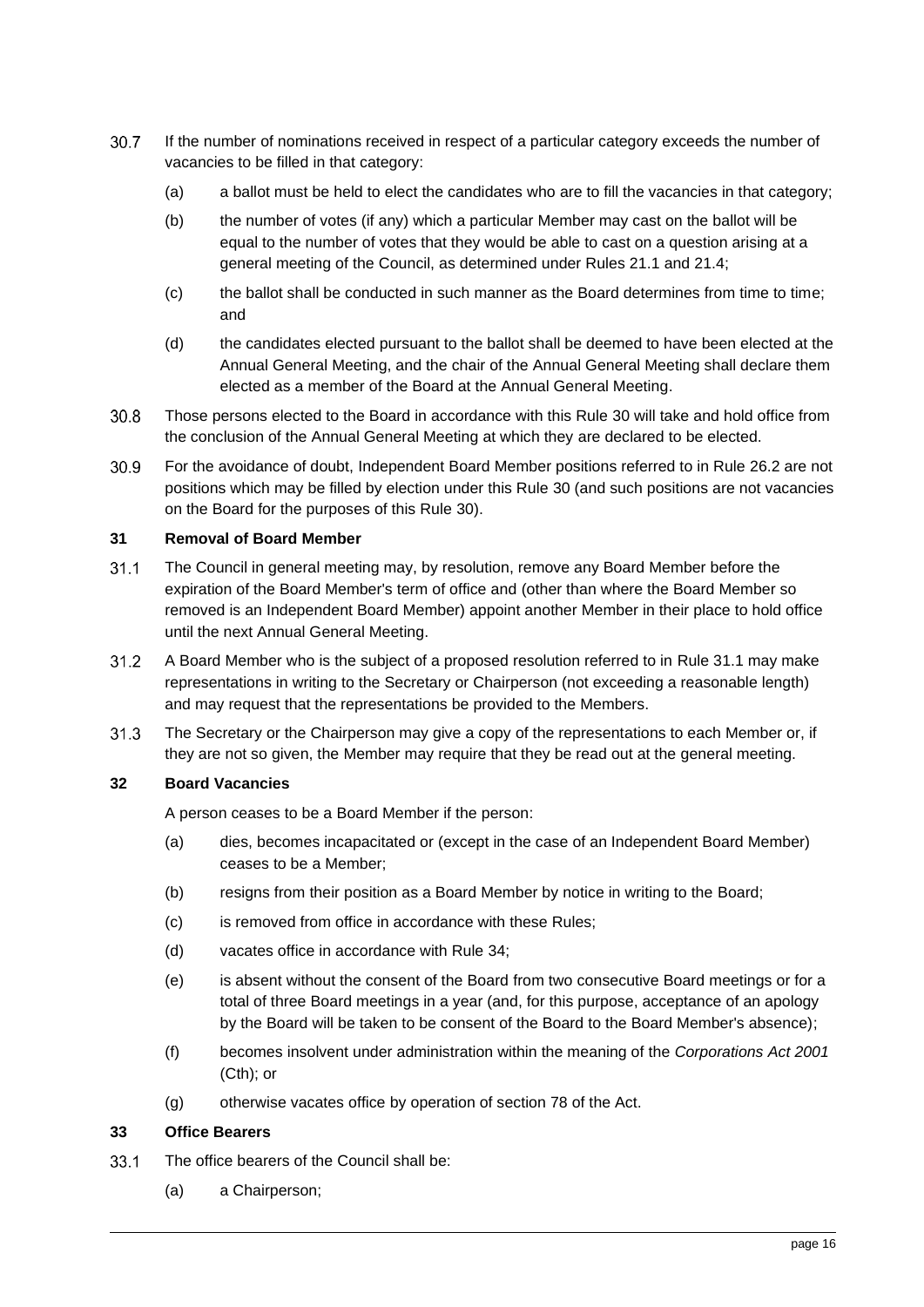30.7 If the number of nominations received in respect of a particular category exceeds the number of vacancies to be filled in that category:

(a) a ballot must be held to elect the candidates who are to fill the vacancies in that category;

(b) the number of votes (if any) which a particular Member may cast on the ballot will be equal to the number of votes that they would be able to cast on a question arising at a general meeting of the Council, as determined under Rules 21.1 and 21.4;

(c) the ballot shall be conducted in such manner as the Board determines from time to time; and

(d) the candidates elected pursuant to the ballot shall be deemed to have been elected at the Annual General Meeting, and the chair of the Annual General Meeting shall declare them elected as a member of the Board at the Annual General Meeting.

30.8 Those persons elected to the Board in accordance with this Rule 30 will take and hold office from the conclusion of the Annual General Meeting at which they are declared to be elected.

30.9 For the avoidance of doubt, Independent Board Member positions referred to in Rule 26.2 are not positions which may be filled by election under this Rule 30 (and such positions are not vacancies on the Board for the purposes of this Rule 30).

## 31 Removal of Board Member

31.1 The Council in general meeting may, by resolution, remove any Board Member before the expiration of the Board Member's term of office and (other than where the Board Member so removed is an Independent Board Member) appoint another Member in their place to hold office until the next Annual General Meeting.

31.2 A Board Member who is the subject of a proposed resolution referred to in Rule 31.1 may make representations in writing to the Secretary or Chairperson (not exceeding a reasonable length) and may request that the representations be provided to the Members.

31.3 The Secretary or the Chairperson may give a copy of the representations to each Member or, if they are not so given, the Member may require that they be read out at the general meeting.

## 32 Board Vacancies

A person ceases to be a Board Member if the person:

(a) dies, becomes incapacitated or (except in the case of an Independent Board Member) ceases to be a Member;

(b) resigns from their position as a Board Member by notice in writing to the Board;

(c) is removed from office in accordance with these Rules;

(d) vacates office in accordance with Rule 34;

(e) is absent without the consent of the Board from two consecutive Board meetings or for a total of three Board meetings in a year (and, for this purpose, acceptance of an apology by the Board will be taken to be consent of the Board to the Board Member's absence);

(f) becomes insolvent under administration within the meaning of the *Corporations Act 2001* (Cth); or

(g) otherwise vacates office by operation of section 78 of the Act.

## 33 Office Bearers

33.1 The office bearers of the Council shall be:

(a) a Chairperson;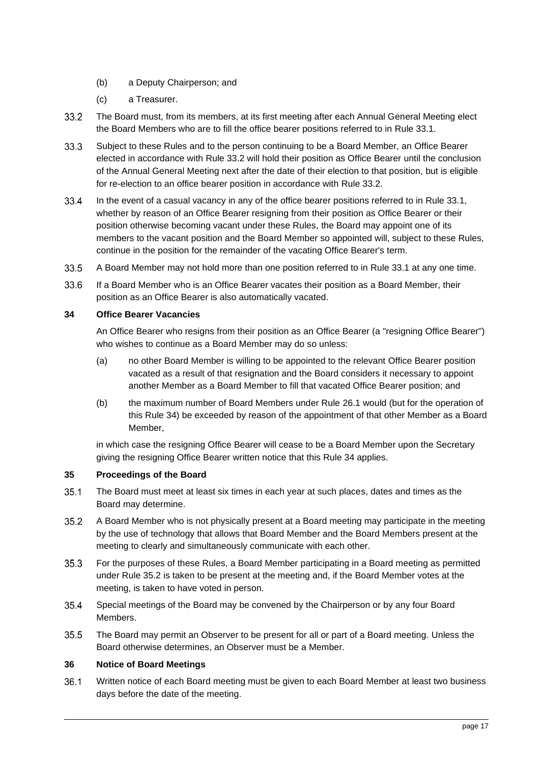(b) a Deputy Chairperson; and

(c) a Treasurer.

33.2 The Board must, from its members, at its first meeting after each Annual General Meeting elect the Board Members who are to fill the office bearer positions referred to in Rule 33.1.

33.3 Subject to these Rules and to the person continuing to be a Board Member, an Office Bearer elected in accordance with Rule 33.2 will hold their position as Office Bearer until the conclusion of the Annual General Meeting next after the date of their election to that position, but is eligible for re-election to an office bearer position in accordance with Rule 33.2.

33.4 In the event of a casual vacancy in any of the office bearer positions referred to in Rule 33.1, whether by reason of an Office Bearer resigning from their position as Office Bearer or their position otherwise becoming vacant under these Rules, the Board may appoint one of its members to the vacant position and the Board Member so appointed will, subject to these Rules, continue in the position for the remainder of the vacating Office Bearer's term.

33.5 A Board Member may not hold more than one position referred to in Rule 33.1 at any one time.

33.6 If a Board Member who is an Office Bearer vacates their position as a Board Member, their position as an Office Bearer is also automatically vacated.

**34 Office Bearer Vacancies**

An Office Bearer who resigns from their position as an Office Bearer (a "resigning Office Bearer") who wishes to continue as a Board Member may do so unless:

(a) no other Board Member is willing to be appointed to the relevant Office Bearer position vacated as a result of that resignation and the Board considers it necessary to appoint another Member as a Board Member to fill that vacated Office Bearer position; and

(b) the maximum number of Board Members under Rule 26.1 would (but for the operation of this Rule 34) be exceeded by reason of the appointment of that other Member as a Board Member,

in which case the resigning Office Bearer will cease to be a Board Member upon the Secretary giving the resigning Office Bearer written notice that this Rule 34 applies.

**35 Proceedings of the Board**

35.1 The Board must meet at least six times in each year at such places, dates and times as the Board may determine.

35.2 A Board Member who is not physically present at a Board meeting may participate in the meeting by the use of technology that allows that Board Member and the Board Members present at the meeting to clearly and simultaneously communicate with each other.

35.3 For the purposes of these Rules, a Board Member participating in a Board meeting as permitted under Rule 35.2 is taken to be present at the meeting and, if the Board Member votes at the meeting, is taken to have voted in person.

35.4 Special meetings of the Board may be convened by the Chairperson or by any four Board Members.

35.5 The Board may permit an Observer to be present for all or part of a Board meeting. Unless the Board otherwise determines, an Observer must be a Member.

**36 Notice of Board Meetings**

36.1 Written notice of each Board meeting must be given to each Board Member at least two business days before the date of the meeting.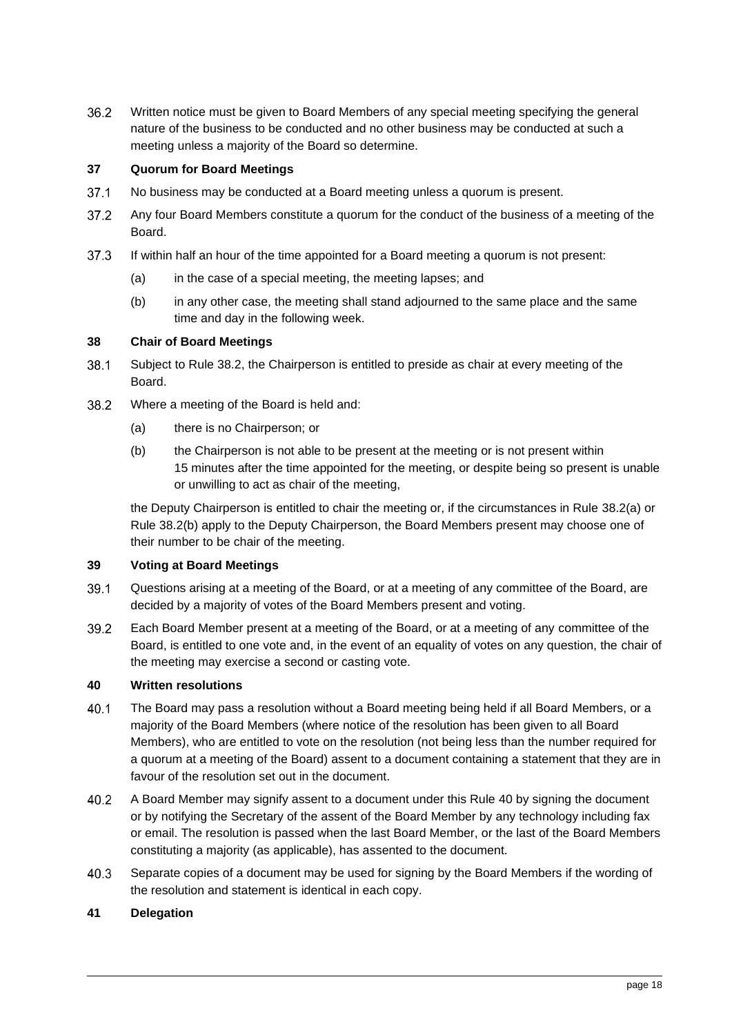36.2 Written notice must be given to Board Members of any special meeting specifying the general nature of the business to be conducted and no other business may be conducted at such a meeting unless a majority of the Board so determine.

**37 Quorum for Board Meetings**

37.1 No business may be conducted at a Board meeting unless a quorum is present.

37.2 Any four Board Members constitute a quorum for the conduct of the business of a meeting of the Board.

37.3 If within half an hour of the time appointed for a Board meeting a quorum is not present:

(a) in the case of a special meeting, the meeting lapses; and

(b) in any other case, the meeting shall stand adjourned to the same place and the same time and day in the following week.

**38 Chair of Board Meetings**

38.1 Subject to Rule 38.2, the Chairperson is entitled to preside as chair at every meeting of the Board.

38.2 Where a meeting of the Board is held and:

(a) there is no Chairperson; or

(b) the Chairperson is not able to be present at the meeting or is not present within 15 minutes after the time appointed for the meeting, or despite being so present is unable or unwilling to act as chair of the meeting,

the Deputy Chairperson is entitled to chair the meeting or, if the circumstances in Rule 38.2(a) or Rule 38.2(b) apply to the Deputy Chairperson, the Board Members present may choose one of their number to be chair of the meeting.

**39 Voting at Board Meetings**

39.1 Questions arising at a meeting of the Board, or at a meeting of any committee of the Board, are decided by a majority of votes of the Board Members present and voting.

39.2 Each Board Member present at a meeting of the Board, or at a meeting of any committee of the Board, is entitled to one vote and, in the event of an equality of votes on any question, the chair of the meeting may exercise a second or casting vote.

**40 Written resolutions**

40.1 The Board may pass a resolution without a Board meeting being held if all Board Members, or a majority of the Board Members (where notice of the resolution has been given to all Board Members), who are entitled to vote on the resolution (not being less than the number required for a quorum at a meeting of the Board) assent to a document containing a statement that they are in favour of the resolution set out in the document.

40.2 A Board Member may signify assent to a document under this Rule 40 by signing the document or by notifying the Secretary of the assent of the Board Member by any technology including fax or email. The resolution is passed when the last Board Member, or the last of the Board Members constituting a majority (as applicable), has assented to the document.

40.3 Separate copies of a document may be used for signing by the Board Members if the wording of the resolution and statement is identical in each copy.

**41 Delegation**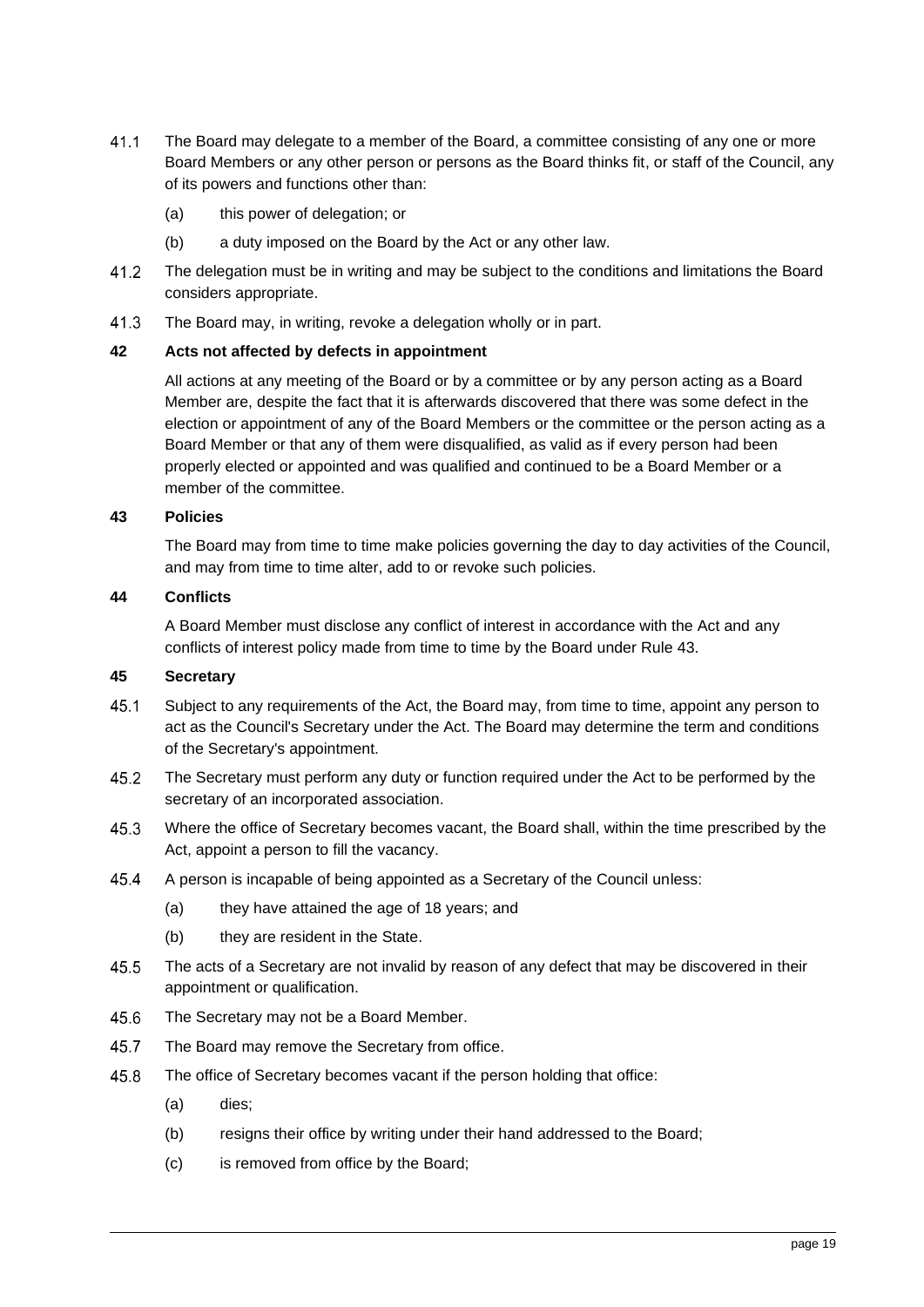41.1 The Board may delegate to a member of the Board, a committee consisting of any one or more Board Members or any other person or persons as the Board thinks fit, or staff of the Council, any of its powers and functions other than:

(a) this power of delegation; or

(b) a duty imposed on the Board by the Act or any other law.

41.2 The delegation must be in writing and may be subject to the conditions and limitations the Board considers appropriate.

41.3 The Board may, in writing, revoke a delegation wholly or in part.

**42 Acts not affected by defects in appointment**

All actions at any meeting of the Board or by a committee or by any person acting as a Board Member are, despite the fact that it is afterwards discovered that there was some defect in the election or appointment of any of the Board Members or the committee or the person acting as a Board Member or that any of them were disqualified, as valid as if every person had been properly elected or appointed and was qualified and continued to be a Board Member or a member of the committee.

**43 Policies**

The Board may from time to time make policies governing the day to day activities of the Council, and may from time to time alter, add to or revoke such policies.

**44 Conflicts**

A Board Member must disclose any conflict of interest in accordance with the Act and any conflicts of interest policy made from time to time by the Board under Rule 43.

**45 Secretary**

45.1 Subject to any requirements of the Act, the Board may, from time to time, appoint any person to act as the Council's Secretary under the Act. The Board may determine the term and conditions of the Secretary's appointment.

45.2 The Secretary must perform any duty or function required under the Act to be performed by the secretary of an incorporated association.

45.3 Where the office of Secretary becomes vacant, the Board shall, within the time prescribed by the Act, appoint a person to fill the vacancy.

45.4 A person is incapable of being appointed as a Secretary of the Council unless:

(a) they have attained the age of 18 years; and

(b) they are resident in the State.

45.5 The acts of a Secretary are not invalid by reason of any defect that may be discovered in their appointment or qualification.

45.6 The Secretary may not be a Board Member.

45.7 The Board may remove the Secretary from office.

45.8 The office of Secretary becomes vacant if the person holding that office:

(a) dies;

(b) resigns their office by writing under their hand addressed to the Board;

(c) is removed from office by the Board;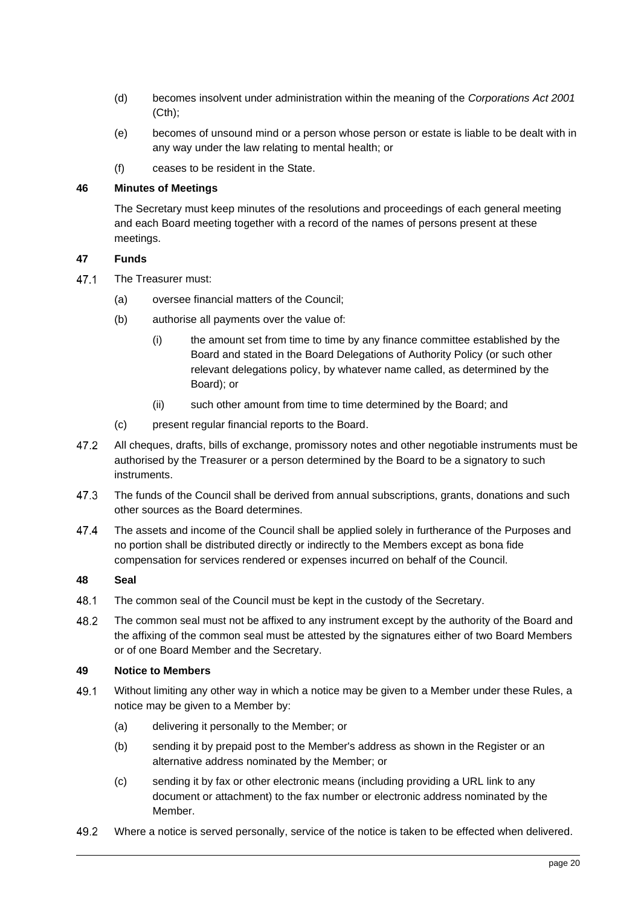(d) becomes insolvent under administration within the meaning of the *Corporations Act 2001* (Cth);

(e) becomes of unsound mind or a person whose person or estate is liable to be dealt with in any way under the law relating to mental health; or

(f) ceases to be resident in the State.

### 46 Minutes of Meetings

The Secretary must keep minutes of the resolutions and proceedings of each general meeting and each Board meeting together with a record of the names of persons present at these meetings.

### 47 Funds

47.1 The Treasurer must:

(a) oversee financial matters of the Council;

(b) authorise all payments over the value of:

(i) the amount set from time to time by any finance committee established by the Board and stated in the Board Delegations of Authority Policy (or such other relevant delegations policy, by whatever name called, as determined by the Board); or

(ii) such other amount from time to time determined by the Board; and

(c) present regular financial reports to the Board.

47.2 All cheques, drafts, bills of exchange, promissory notes and other negotiable instruments must be authorised by the Treasurer or a person determined by the Board to be a signatory to such instruments.

47.3 The funds of the Council shall be derived from annual subscriptions, grants, donations and such other sources as the Board determines.

47.4 The assets and income of the Council shall be applied solely in furtherance of the Purposes and no portion shall be distributed directly or indirectly to the Members except as bona fide compensation for services rendered or expenses incurred on behalf of the Council.

### 48 Seal

48.1 The common seal of the Council must be kept in the custody of the Secretary.

48.2 The common seal must not be affixed to any instrument except by the authority of the Board and the affixing of the common seal must be attested by the signatures either of two Board Members or of one Board Member and the Secretary.

### 49 Notice to Members

49.1 Without limiting any other way in which a notice may be given to a Member under these Rules, a notice may be given to a Member by:

(a) delivering it personally to the Member; or

(b) sending it by prepaid post to the Member's address as shown in the Register or an alternative address nominated by the Member; or

(c) sending it by fax or other electronic means (including providing a URL link to any document or attachment) to the fax number or electronic address nominated by the Member.

49.2 Where a notice is served personally, service of the notice is taken to be effected when delivered.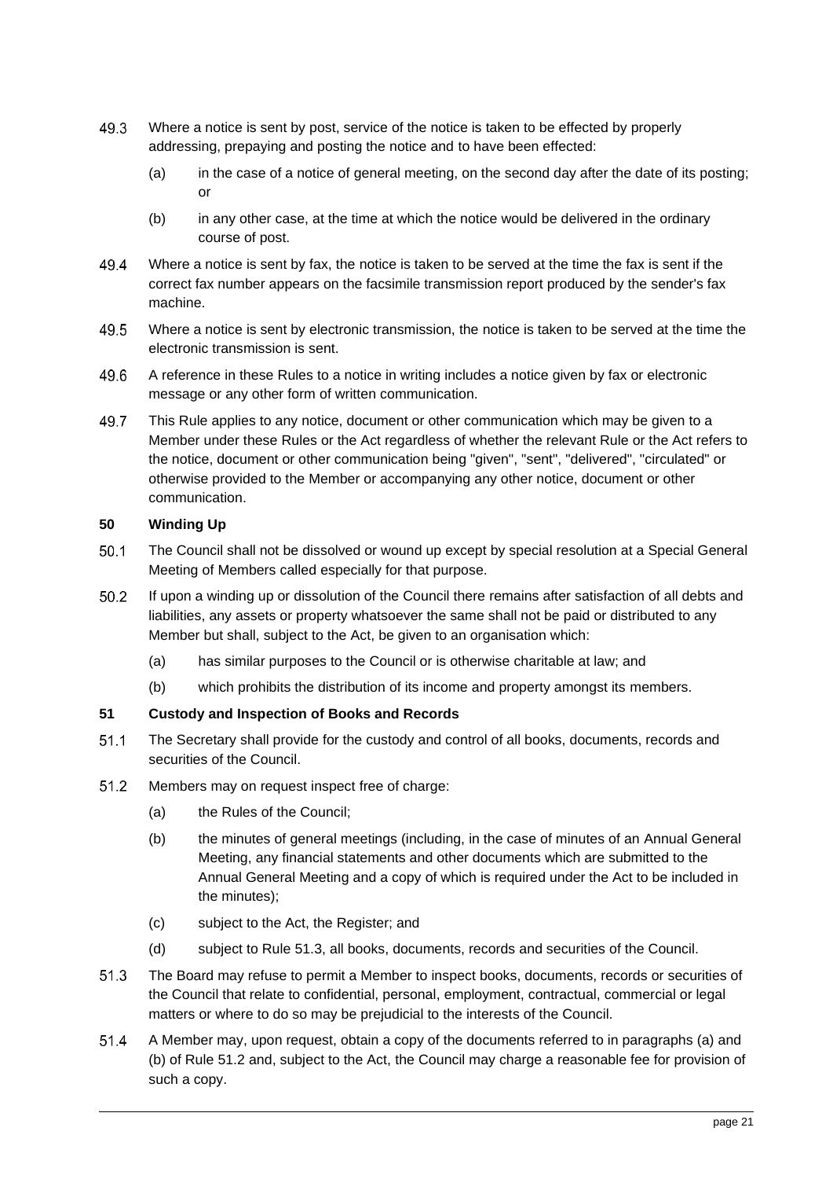49.3 Where a notice is sent by post, service of the notice is taken to be effected by properly addressing, prepaying and posting the notice and to have been effected:

(a) in the case of a notice of general meeting, on the second day after the date of its posting; or

(b) in any other case, at the time at which the notice would be delivered in the ordinary course of post.

49.4 Where a notice is sent by fax, the notice is taken to be served at the time the fax is sent if the correct fax number appears on the facsimile transmission report produced by the sender's fax machine.

49.5 Where a notice is sent by electronic transmission, the notice is taken to be served at the time the electronic transmission is sent.

49.6 A reference in these Rules to a notice in writing includes a notice given by fax or electronic message or any other form of written communication.

49.7 This Rule applies to any notice, document or other communication which may be given to a Member under these Rules or the Act regardless of whether the relevant Rule or the Act refers to the notice, document or other communication being "given", "sent", "delivered", "circulated" or otherwise provided to the Member or accompanying any other notice, document or other communication.

### 50 Winding Up

50.1 The Council shall not be dissolved or wound up except by special resolution at a Special General Meeting of Members called especially for that purpose.

50.2 If upon a winding up or dissolution of the Council there remains after satisfaction of all debts and liabilities, any assets or property whatsoever the same shall not be paid or distributed to any Member but shall, subject to the Act, be given to an organisation which:

(a) has similar purposes to the Council or is otherwise charitable at law; and

(b) which prohibits the distribution of its income and property amongst its members.

### 51 Custody and Inspection of Books and Records

51.1 The Secretary shall provide for the custody and control of all books, documents, records and securities of the Council.

51.2 Members may on request inspect free of charge:

(a) the Rules of the Council;

(b) the minutes of general meetings (including, in the case of minutes of an Annual General Meeting, any financial statements and other documents which are submitted to the Annual General Meeting and a copy of which is required under the Act to be included in the minutes);

(c) subject to the Act, the Register; and

(d) subject to Rule 51.3, all books, documents, records and securities of the Council.

51.3 The Board may refuse to permit a Member to inspect books, documents, records or securities of the Council that relate to confidential, personal, employment, contractual, commercial or legal matters or where to do so may be prejudicial to the interests of the Council.

51.4 A Member may, upon request, obtain a copy of the documents referred to in paragraphs (a) and (b) of Rule 51.2 and, subject to the Act, the Council may charge a reasonable fee for provision of such a copy.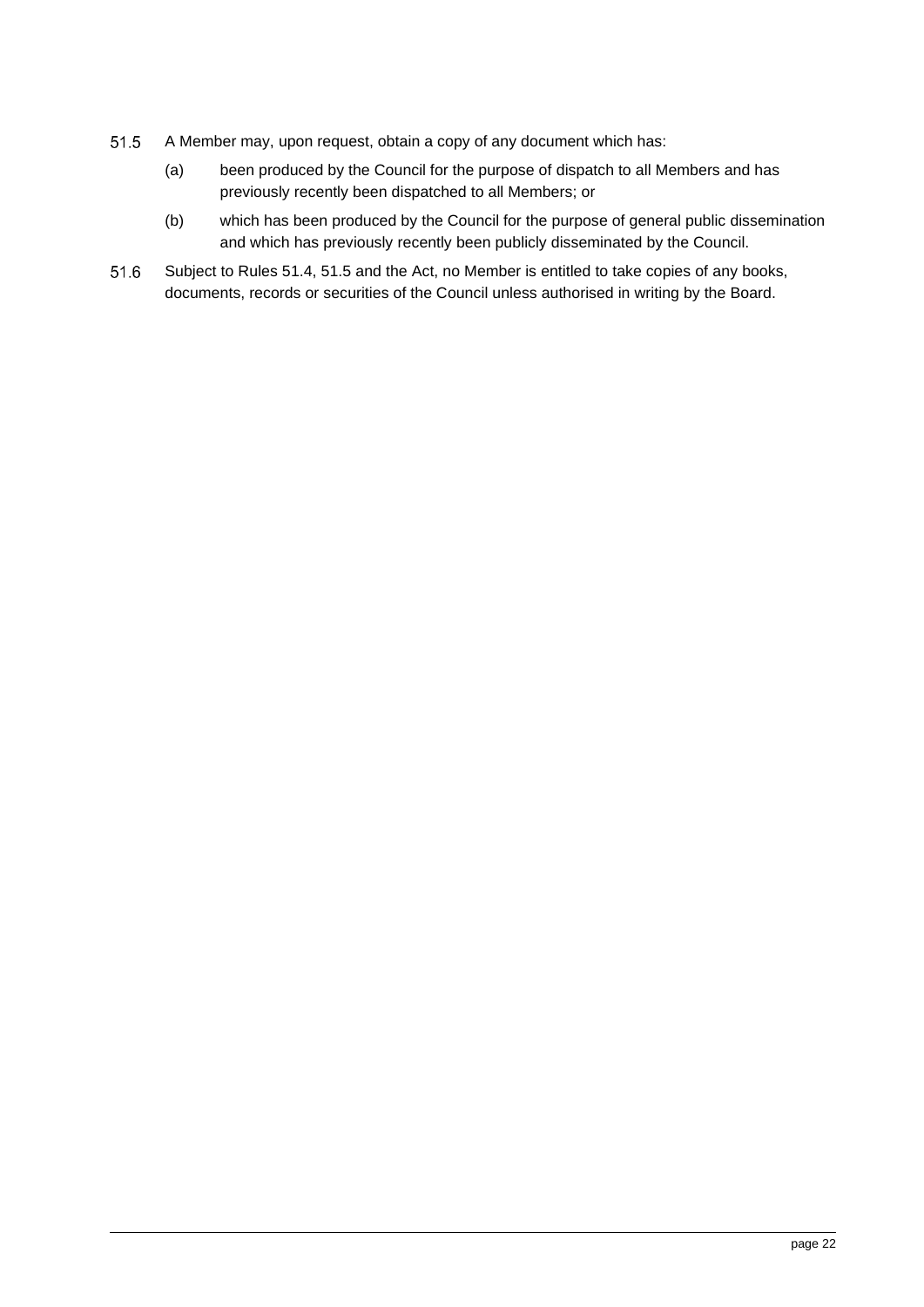51.5 A Member may, upon request, obtain a copy of any document which has:

(a) been produced by the Council for the purpose of dispatch to all Members and has previously recently been dispatched to all Members; or

(b) which has been produced by the Council for the purpose of general public dissemination and which has previously recently been publicly disseminated by the Council.

51.6 Subject to Rules 51.4, 51.5 and the Act, no Member is entitled to take copies of any books, documents, records or securities of the Council unless authorised in writing by the Board.